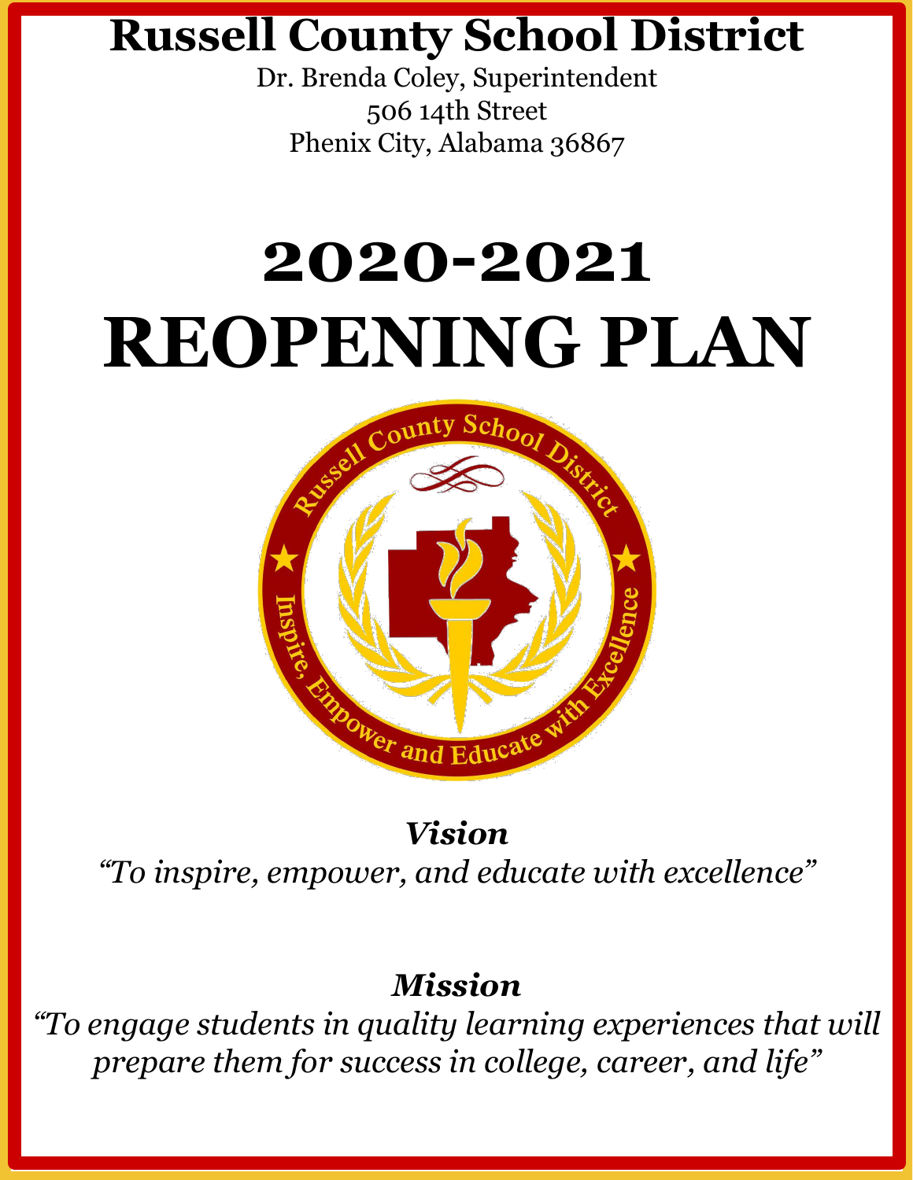# Russell County School District

Dr. Brenda Coley, Superintendent
506 14th Street
Phenix City, Alabama 36867

# 2020-2021
# REOPENING PLAN

***Vision***

*"To inspire, empower, and educate with excellence"*

***Mission***

*"To engage students in quality learning experiences that will prepare them for success in college, career, and life"*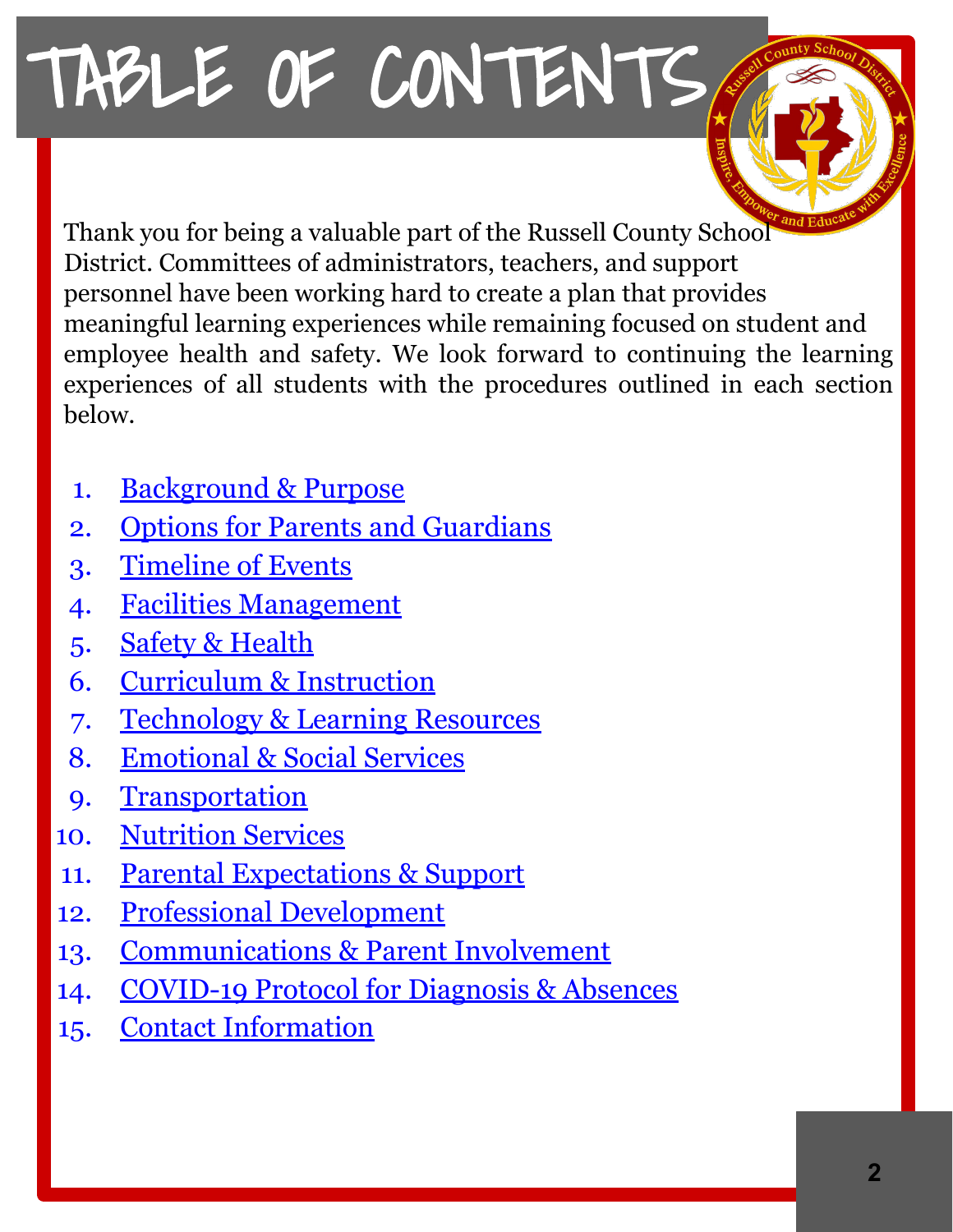# TABLE OF CONTENTS

Thank you for being a valuable part of the Russell County School District. Committees of administrators, teachers, and support personnel have been working hard to create a plan that provides meaningful learning experiences while remaining focused on student and employee health and safety. We look forward to continuing the learning experiences of all students with the procedures outlined in each section below.

1. Background & Purpose
2. Options for Parents and Guardians
3. Timeline of Events
4. Facilities Management
5. Safety & Health
6. Curriculum & Instruction
7. Technology & Learning Resources
8. Emotional & Social Services
9. Transportation
10. Nutrition Services
11. Parental Expectations & Support
12. Professional Development
13. Communications & Parent Involvement
14. COVID-19 Protocol for Diagnosis & Absences
15. Contact Information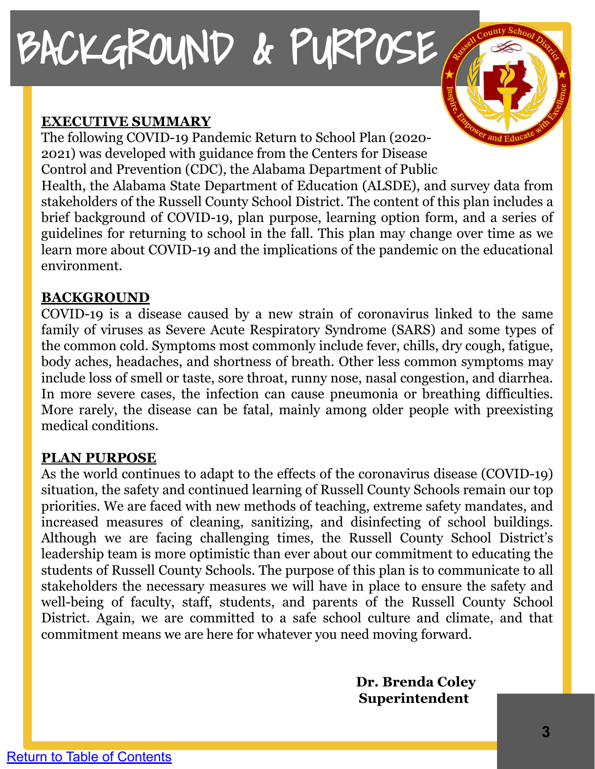# BACKGROUND & PURPOSE

## EXECUTIVE SUMMARY

The following COVID-19 Pandemic Return to School Plan (2020-2021) was developed with guidance from the Centers for Disease Control and Prevention (CDC), the Alabama Department of Public Health, the Alabama State Department of Education (ALSDE), and survey data from stakeholders of the Russell County School District. The content of this plan includes a brief background of COVID-19, plan purpose, learning option form, and a series of guidelines for returning to school in the fall. This plan may change over time as we learn more about COVID-19 and the implications of the pandemic on the educational environment.

## BACKGROUND

COVID-19 is a disease caused by a new strain of coronavirus linked to the same family of viruses as Severe Acute Respiratory Syndrome (SARS) and some types of the common cold. Symptoms most commonly include fever, chills, dry cough, fatigue, body aches, headaches, and shortness of breath. Other less common symptoms may include loss of smell or taste, sore throat, runny nose, nasal congestion, and diarrhea. In more severe cases, the infection can cause pneumonia or breathing difficulties. More rarely, the disease can be fatal, mainly among older people with preexisting medical conditions.

## PLAN PURPOSE

As the world continues to adapt to the effects of the coronavirus disease (COVID-19) situation, the safety and continued learning of Russell County Schools remain our top priorities. We are faced with new methods of teaching, extreme safety mandates, and increased measures of cleaning, sanitizing, and disinfecting of school buildings. Although we are facing challenging times, the Russell County School District's leadership team is more optimistic than ever about our commitment to educating the students of Russell County Schools. The purpose of this plan is to communicate to all stakeholders the necessary measures we will have in place to ensure the safety and well-being of faculty, staff, students, and parents of the Russell County School District. Again, we are committed to a safe school culture and climate, and that commitment means we are here for whatever you need moving forward.

**Dr. Brenda Coley**
**Superintendent**

[Return to Table of Contents]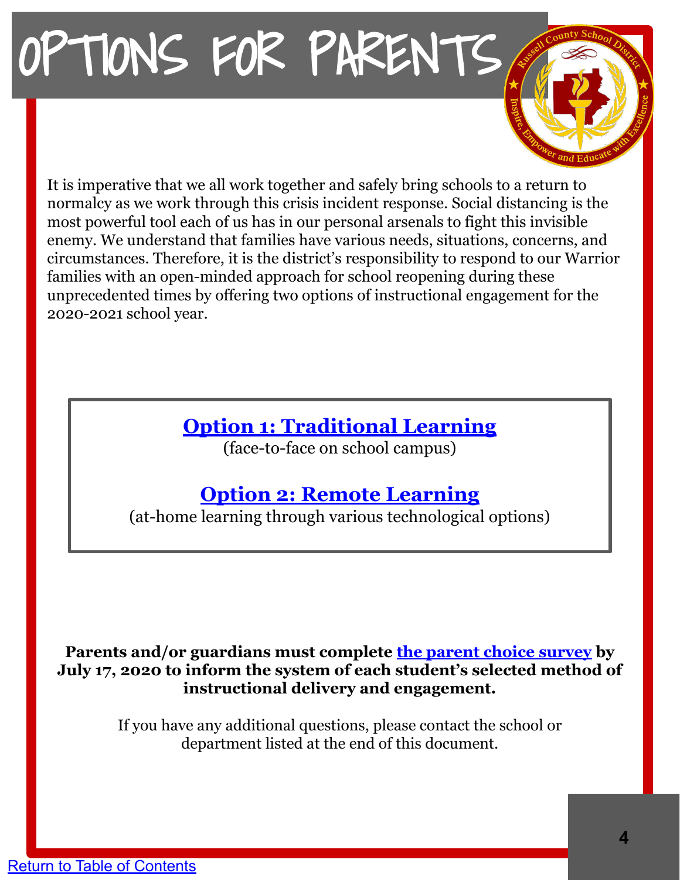# OPTIONS FOR PARENTS

It is imperative that we all work together and safely bring schools to a return to normalcy as we work through this crisis incident response. Social distancing is the most powerful tool each of us has in our personal arsenals to fight this invisible enemy. We understand that families have various needs, situations, concerns, and circumstances. Therefore, it is the district's responsibility to respond to our Warrior families with an open-minded approach for school reopening during these unprecedented times by offering two options of instructional engagement for the 2020-2021 school year.

## Option 1: Traditional Learning

(face-to-face on school campus)

## Option 2: Remote Learning

(at-home learning through various technological options)

**Parents and/or guardians must complete the parent choice survey by July 17, 2020 to inform the system of each student's selected method of instructional delivery and engagement.**

If you have any additional questions, please contact the school or department listed at the end of this document.

Return to Table of Contents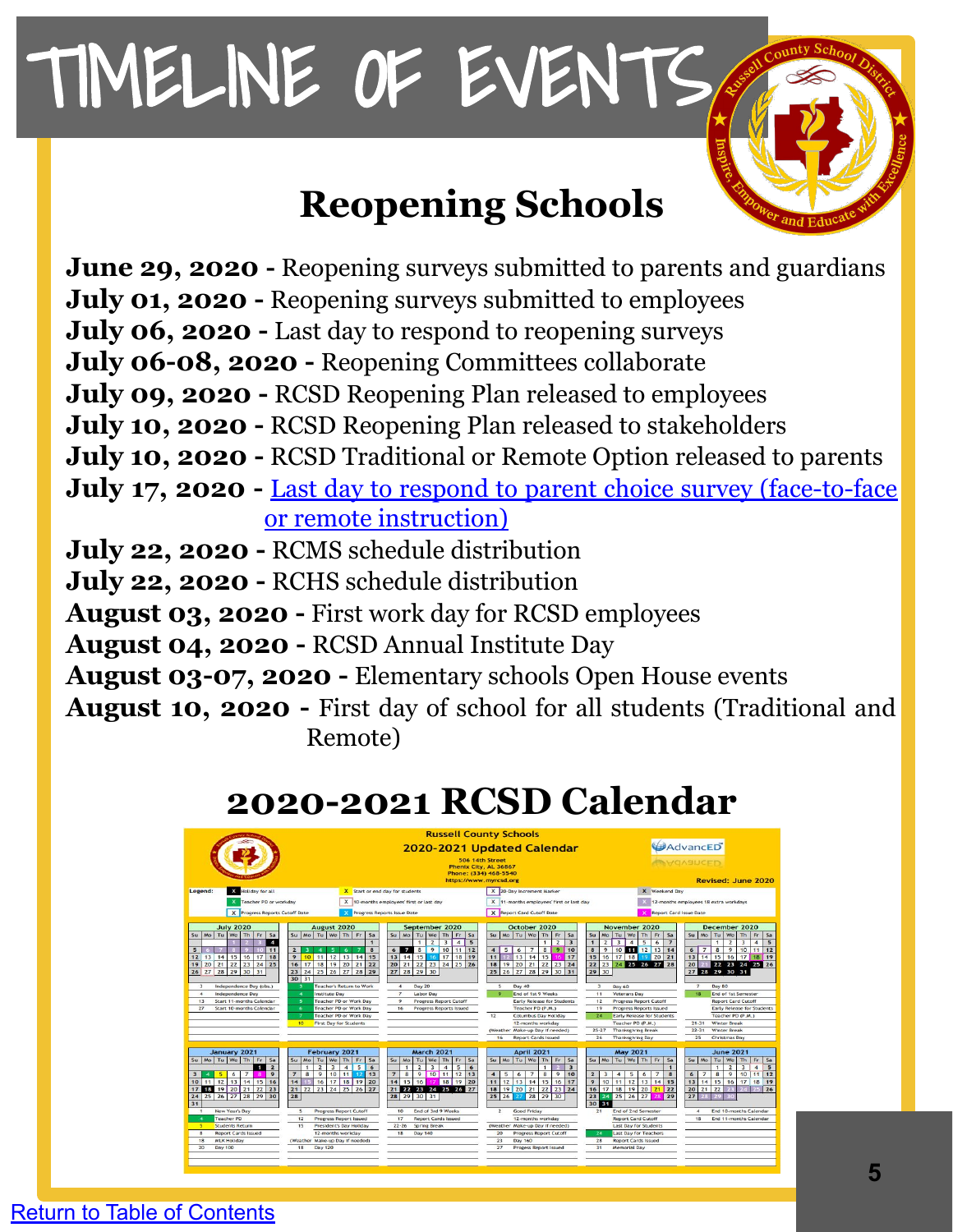# TIMELINE OF EVENTS

## Reopening Schools

**June 29, 2020 -** Reopening surveys submitted to parents and guardians
**July 01, 2020 -** Reopening surveys submitted to employees
**July 06, 2020 -** Last day to respond to reopening surveys
**July 06-08, 2020 -** Reopening Committees collaborate
**July 09, 2020 -** RCSD Reopening Plan released to employees
**July 10, 2020 -** RCSD Reopening Plan released to stakeholders
**July 10, 2020 -** RCSD Traditional or Remote Option released to parents
**July 17, 2020 -** Last day to respond to parent choice survey (face-to-face or remote instruction)
**July 22, 2020 -** RCMS schedule distribution
**July 22, 2020 -** RCHS schedule distribution
**August 03, 2020 -** First work day for RCSD employees
**August 04, 2020 -** RCSD Annual Institute Day
**August 03-07, 2020 -** Elementary schools Open House events
**August 10, 2020 -** First day of school for all students (Traditional and Remote)

## 2020-2021 RCSD Calendar

**Russell County Schools**
**2020-2021 Updated Calendar**
506 14th Street
Phenix City, AL 36867
Phone: (334) 468-5540
https://www.myrcsd.org

Revised: June 2020

**Legend:** Holiday for all; Start or end day for students; 20-Day Increment Marker; Weekend Day; Teacher PD or workday; 10-months employees' first or last day; 11-months employees' first or last day; 12-months employees 18 extra workdays; Progress Reports Cutoff Date; Progress Reports Issue Date; Report Card Cutoff Date; Report Card Issue Date

**July 2020**
- 3 Independence Day (obs.)
- 4 Independence Day
- 13 Start 11-months Calendar
- 27 Start 10-months Calendar

**August 2020**
- 3 Teacher's Return to Work
- 4 Institute Day
- 5 Teacher PD or Work Day
- 6 Teacher PD or Work Day
- 7 Teacher PD or Work Day
- 10 First Day for Students

**September 2020**
- 4 Day 20
- 7 Labor Day
- 9 Progress Report Cutoff
- 16 Progress Reports Issued

**October 2020**
- 5 Day 40
- 9 End of 1st 9 Weeks; Early Release for Students; Teacher PD (P.M.)
- 12 Columbus Day Holiday; 12-months workday
- (Weather Make-up Day if needed)
- 16 Report Cards Issued

**November 2020**
- 3 Day 60
- 11 Veterans Day
- 12 Progress Report Cutoff
- 19 Progress Reports Issued
- 24 Early Release for Students; Teacher PD (P.M.)
- 25-27 Thanksgiving Break
- 26 Thanksgiving Day

**December 2020**
- 7 Day 80
- 18 End of 1st Semester; Report Card Cutoff; Early Release for Students; Teacher PD (P.M.)
- 21-31 Winter Break
- 22-31 Winter Break
- 25 Christmas Day

**January 2021**
- 1 New Year's Day
- 4 Teacher PD
- 5 Students Return
- 8 Report Cards Issued
- 18 MLK Holiday
- 20 Day 100

**February 2021**
- 5 Progress Report Cutoff
- 12 Progress Report Issued
- 15 President's Day Holiday; 12-months workday
- (Weather Make-up Day if needed)
- 18 Day 120

**March 2021**
- 10 End of 3rd 9 Weeks
- 17 Report Cards Issued
- 22-26 Spring Break
- 18 Day 140

**April 2021**
- 2 Good Friday; 12-months workday
- (Weather Make-up Day if needed)
- 20 Progress Report Cutoff
- 23 Day 160
- 27 Progress Report Issued

**May 2021**
- 21 End of 2nd Semester; Report Card Cutoff; Last Day for Students
- 24 Last Day for Teachers
- 28 Report Cards Issued
- 31 Memorial Day

**June 2021**
- 4 End 10-months Calendar
- 18 End 11-months Calendar

Return to Table of Contents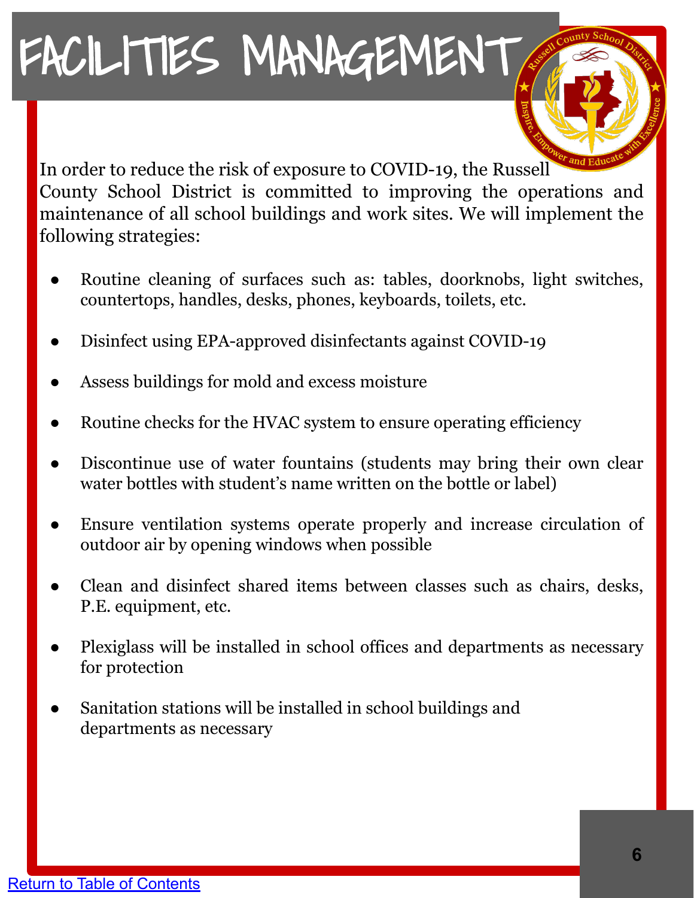# FACILITIES MANAGEMENT

In order to reduce the risk of exposure to COVID-19, the Russell County School District is committed to improving the operations and maintenance of all school buildings and work sites. We will implement the following strategies:

- Routine cleaning of surfaces such as: tables, doorknobs, light switches, countertops, handles, desks, phones, keyboards, toilets, etc.
- Disinfect using EPA-approved disinfectants against COVID-19
- Assess buildings for mold and excess moisture
- Routine checks for the HVAC system to ensure operating efficiency
- Discontinue use of water fountains (students may bring their own clear water bottles with student's name written on the bottle or label)
- Ensure ventilation systems operate properly and increase circulation of outdoor air by opening windows when possible
- Clean and disinfect shared items between classes such as chairs, desks, P.E. equipment, etc.
- Plexiglass will be installed in school offices and departments as necessary for protection
- Sanitation stations will be installed in school buildings and departments as necessary

Return to Table of Contents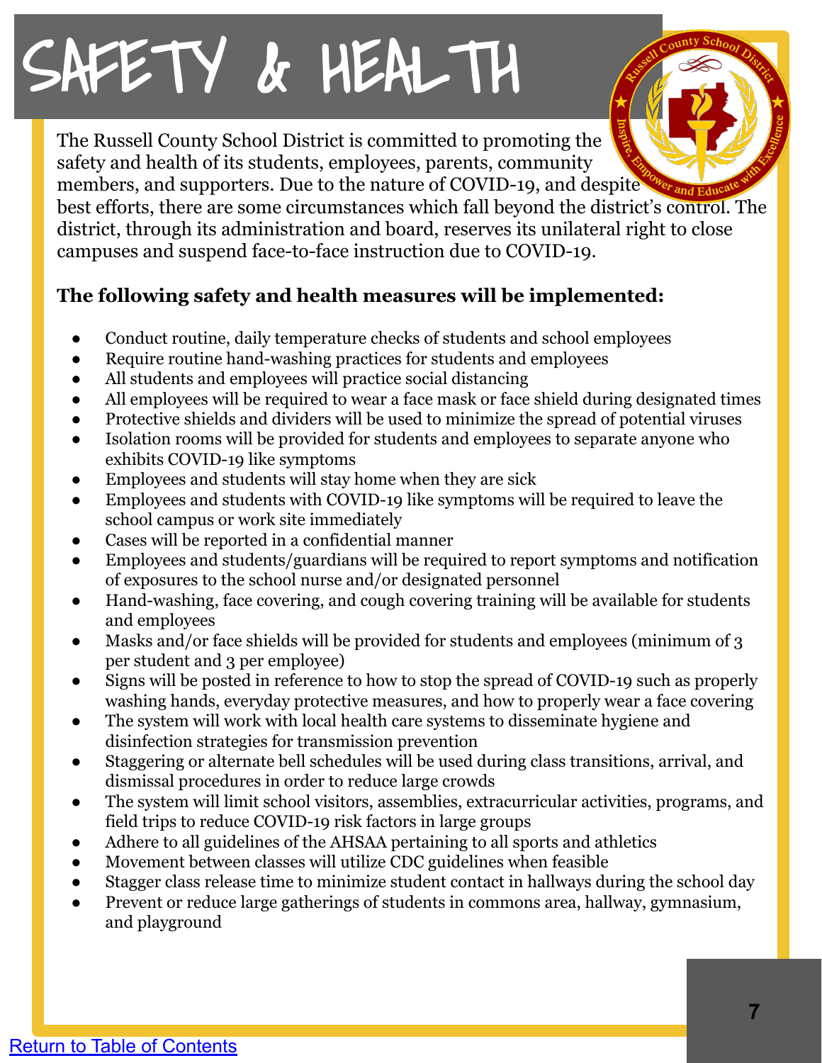# SAFETY & HEALTH

The Russell County School District is committed to promoting the safety and health of its students, employees, parents, community members, and supporters. Due to the nature of COVID-19, and despite best efforts, there are some circumstances which fall beyond the district's control. The district, through its administration and board, reserves its unilateral right to close campuses and suspend face-to-face instruction due to COVID-19.

**The following safety and health measures will be implemented:**

- Conduct routine, daily temperature checks of students and school employees
- Require routine hand-washing practices for students and employees
- All students and employees will practice social distancing
- All employees will be required to wear a face mask or face shield during designated times
- Protective shields and dividers will be used to minimize the spread of potential viruses
- Isolation rooms will be provided for students and employees to separate anyone who exhibits COVID-19 like symptoms
- Employees and students will stay home when they are sick
- Employees and students with COVID-19 like symptoms will be required to leave the school campus or work site immediately
- Cases will be reported in a confidential manner
- Employees and students/guardians will be required to report symptoms and notification of exposures to the school nurse and/or designated personnel
- Hand-washing, face covering, and cough covering training will be available for students and employees
- Masks and/or face shields will be provided for students and employees (minimum of 3 per student and 3 per employee)
- Signs will be posted in reference to how to stop the spread of COVID-19 such as properly washing hands, everyday protective measures, and how to properly wear a face covering
- The system will work with local health care systems to disseminate hygiene and disinfection strategies for transmission prevention
- Staggering or alternate bell schedules will be used during class transitions, arrival, and dismissal procedures in order to reduce large crowds
- The system will limit school visitors, assemblies, extracurricular activities, programs, and field trips to reduce COVID-19 risk factors in large groups
- Adhere to all guidelines of the AHSAA pertaining to all sports and athletics
- Movement between classes will utilize CDC guidelines when feasible
- Stagger class release time to minimize student contact in hallways during the school day
- Prevent or reduce large gatherings of students in commons area, hallway, gymnasium, and playground

[Return to Table of Contents]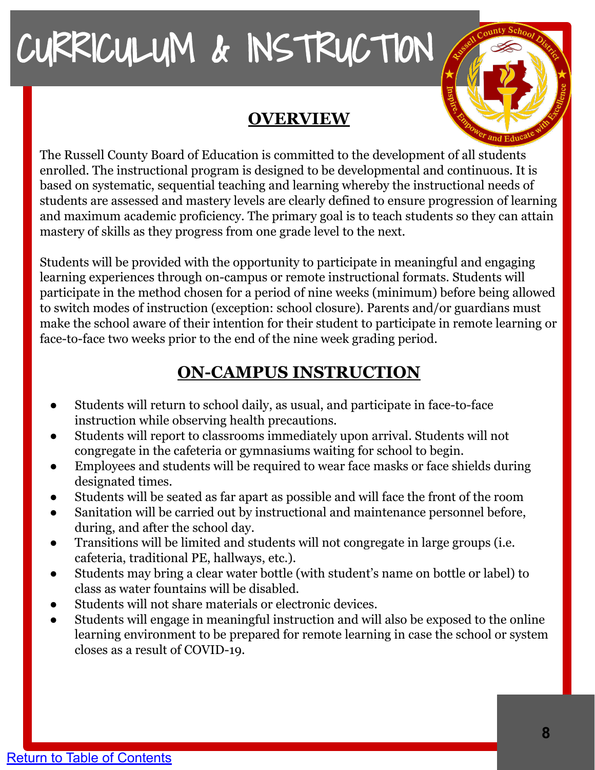# CURRICULUM & INSTRUCTION

## OVERVIEW

The Russell County Board of Education is committed to the development of all students enrolled. The instructional program is designed to be developmental and continuous. It is based on systematic, sequential teaching and learning whereby the instructional needs of students are assessed and mastery levels are clearly defined to ensure progression of learning and maximum academic proficiency. The primary goal is to teach students so they can attain mastery of skills as they progress from one grade level to the next.

Students will be provided with the opportunity to participate in meaningful and engaging learning experiences through on-campus or remote instructional formats. Students will participate in the method chosen for a period of nine weeks (minimum) before being allowed to switch modes of instruction (exception: school closure). Parents and/or guardians must make the school aware of their intention for their student to participate in remote learning or face-to-face two weeks prior to the end of the nine week grading period.

## ON-CAMPUS INSTRUCTION

- Students will return to school daily, as usual, and participate in face-to-face instruction while observing health precautions.
- Students will report to classrooms immediately upon arrival. Students will not congregate in the cafeteria or gymnasiums waiting for school to begin.
- Employees and students will be required to wear face masks or face shields during designated times.
- Students will be seated as far apart as possible and will face the front of the room
- Sanitation will be carried out by instructional and maintenance personnel before, during, and after the school day.
- Transitions will be limited and students will not congregate in large groups (i.e. cafeteria, traditional PE, hallways, etc.).
- Students may bring a clear water bottle (with student's name on bottle or label) to class as water fountains will be disabled.
- Students will not share materials or electronic devices.
- Students will engage in meaningful instruction and will also be exposed to the online learning environment to be prepared for remote learning in case the school or system closes as a result of COVID-19.

Return to Table of Contents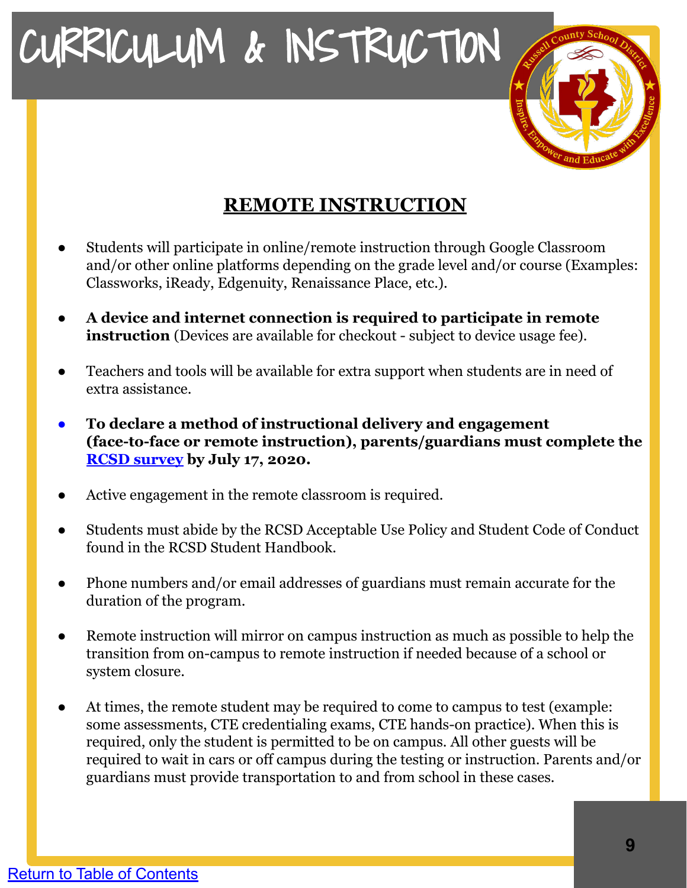# CURRICULUM & INSTRUCTION

## REMOTE INSTRUCTION

- Students will participate in online/remote instruction through Google Classroom and/or other online platforms depending on the grade level and/or course (Examples: Classworks, iReady, Edgenuity, Renaissance Place, etc.).
- **A device and internet connection is required to participate in remote instruction** (Devices are available for checkout - subject to device usage fee).
- Teachers and tools will be available for extra support when students are in need of extra assistance.
- **To declare a method of instructional delivery and engagement (face-to-face or remote instruction), parents/guardians must complete the RCSD survey by July 17, 2020.**
- Active engagement in the remote classroom is required.
- Students must abide by the RCSD Acceptable Use Policy and Student Code of Conduct found in the RCSD Student Handbook.
- Phone numbers and/or email addresses of guardians must remain accurate for the duration of the program.
- Remote instruction will mirror on campus instruction as much as possible to help the transition from on-campus to remote instruction if needed because of a school or system closure.
- At times, the remote student may be required to come to campus to test (example: some assessments, CTE credentialing exams, CTE hands-on practice). When this is required, only the student is permitted to be on campus. All other guests will be required to wait in cars or off campus during the testing or instruction. Parents and/or guardians must provide transportation to and from school in these cases.

Return to Table of Contents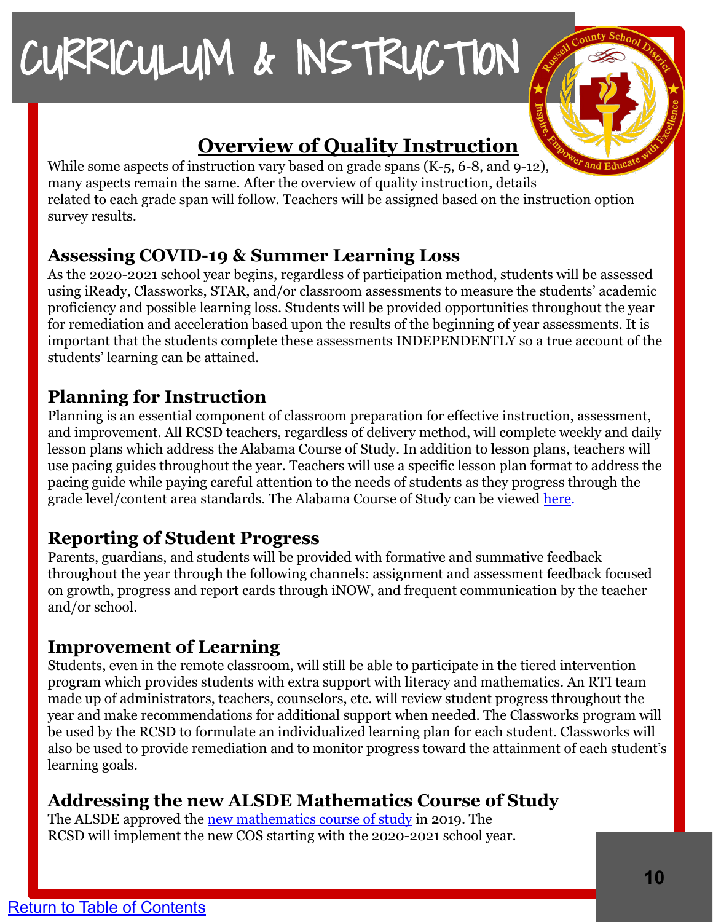# CURRICULUM & INSTRUCTION

## Overview of Quality Instruction

While some aspects of instruction vary based on grade spans (K-5, 6-8, and 9-12), many aspects remain the same. After the overview of quality instruction, details related to each grade span will follow. Teachers will be assigned based on the instruction option survey results.

### Assessing COVID-19 & Summer Learning Loss

As the 2020-2021 school year begins, regardless of participation method, students will be assessed using iReady, Classworks, STAR, and/or classroom assessments to measure the students' academic proficiency and possible learning loss. Students will be provided opportunities throughout the year for remediation and acceleration based upon the results of the beginning of year assessments. It is important that the students complete these assessments INDEPENDENTLY so a true account of the students' learning can be attained.

### Planning for Instruction

Planning is an essential component of classroom preparation for effective instruction, assessment, and improvement. All RCSD teachers, regardless of delivery method, will complete weekly and daily lesson plans which address the Alabama Course of Study. In addition to lesson plans, teachers will use pacing guides throughout the year. Teachers will use a specific lesson plan format to address the pacing guide while paying careful attention to the needs of students as they progress through the grade level/content area standards. The Alabama Course of Study can be viewed here.

### Reporting of Student Progress

Parents, guardians, and students will be provided with formative and summative feedback throughout the year through the following channels: assignment and assessment feedback focused on growth, progress and report cards through iNOW, and frequent communication by the teacher and/or school.

### Improvement of Learning

Students, even in the remote classroom, will still be able to participate in the tiered intervention program which provides students with extra support with literacy and mathematics. An RTI team made up of administrators, teachers, counselors, etc. will review student progress throughout the year and make recommendations for additional support when needed. The Classworks program will be used by the RCSD to formulate an individualized learning plan for each student. Classworks will also be used to provide remediation and to monitor progress toward the attainment of each student's learning goals.

### Addressing the new ALSDE Mathematics Course of Study

The ALSDE approved the new mathematics course of study in 2019. The RCSD will implement the new COS starting with the 2020-2021 school year.

Return to Table of Contents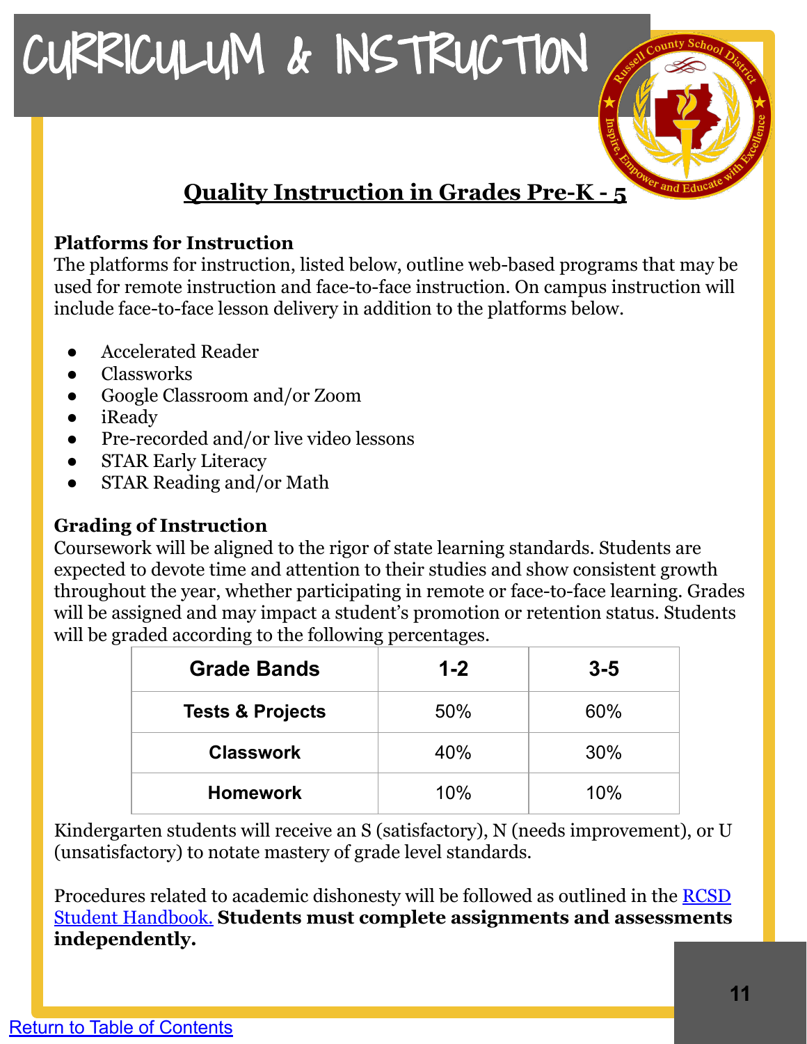# CURRICULUM & INSTRUCTION

## Quality Instruction in Grades Pre-K - 5

**Platforms for Instruction**

The platforms for instruction, listed below, outline web-based programs that may be used for remote instruction and face-to-face instruction. On campus instruction will include face-to-face lesson delivery in addition to the platforms below.

- Accelerated Reader
- Classworks
- Google Classroom and/or Zoom
- iReady
- Pre-recorded and/or live video lessons
- STAR Early Literacy
- STAR Reading and/or Math

**Grading of Instruction**

Coursework will be aligned to the rigor of state learning standards. Students are expected to devote time and attention to their studies and show consistent growth throughout the year, whether participating in remote or face-to-face learning. Grades will be assigned and may impact a student's promotion or retention status. Students will be graded according to the following percentages.

| Grade Bands | 1-2 | 3-5 |
|---|---|---|
| Tests & Projects | 50% | 60% |
| Classwork | 40% | 30% |
| Homework | 10% | 10% |

Kindergarten students will receive an S (satisfactory), N (needs improvement), or U (unsatisfactory) to notate mastery of grade level standards.

Procedures related to academic dishonesty will be followed as outlined in the RCSD Student Handbook. **Students must complete assignments and assessments independently.**

Return to Table of Contents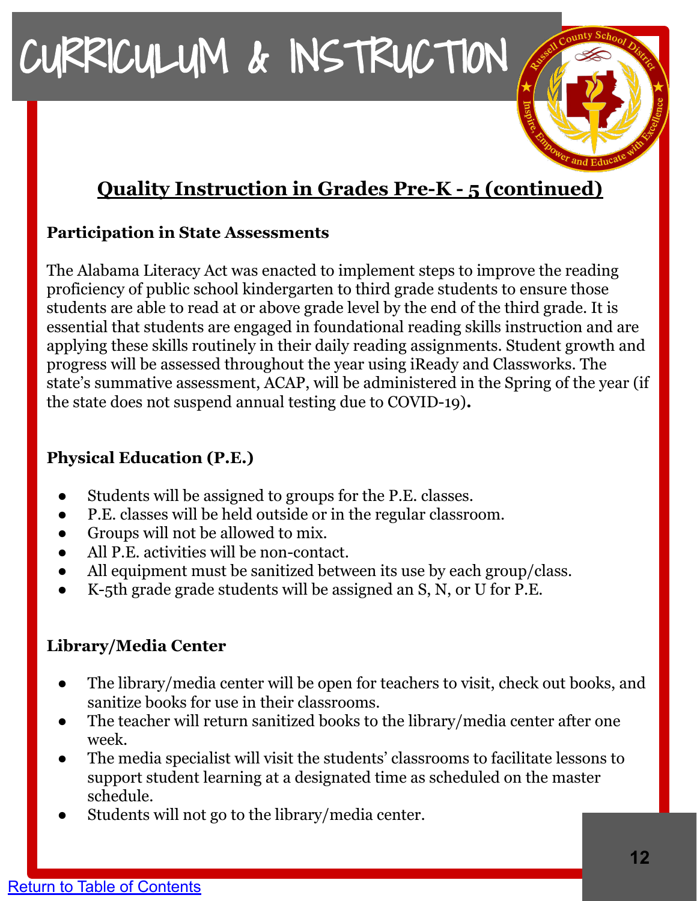# CURRICULUM & INSTRUCTION

## Quality Instruction in Grades Pre-K - 5 (continued)

### Participation in State Assessments

The Alabama Literacy Act was enacted to implement steps to improve the reading proficiency of public school kindergarten to third grade students to ensure those students are able to read at or above grade level by the end of the third grade. It is essential that students are engaged in foundational reading skills instruction and are applying these skills routinely in their daily reading assignments. Student growth and progress will be assessed throughout the year using iReady and Classworks. The state's summative assessment, ACAP, will be administered in the Spring of the year (if the state does not suspend annual testing due to COVID-19)**.**

### Physical Education (P.E.)

- Students will be assigned to groups for the P.E. classes.
- P.E. classes will be held outside or in the regular classroom.
- Groups will not be allowed to mix.
- All P.E. activities will be non-contact.
- All equipment must be sanitized between its use by each group/class.
- K-5th grade grade students will be assigned an S, N, or U for P.E.

### Library/Media Center

- The library/media center will be open for teachers to visit, check out books, and sanitize books for use in their classrooms.
- The teacher will return sanitized books to the library/media center after one week.
- The media specialist will visit the students' classrooms to facilitate lessons to support student learning at a designated time as scheduled on the master schedule.
- Students will not go to the library/media center.

Return to Table of Contents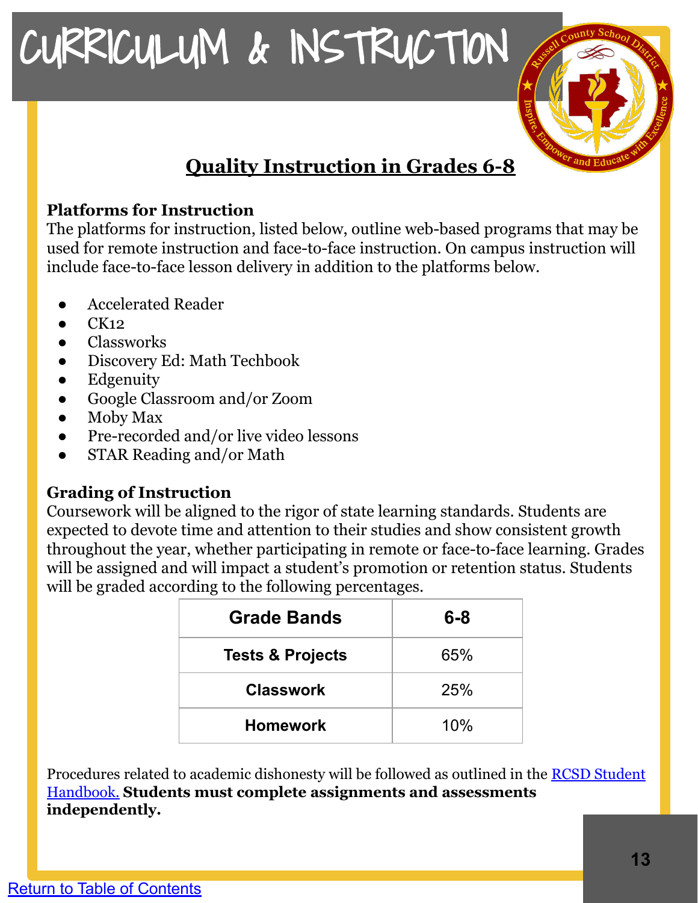# CURRICULUM & INSTRUCTION

## Quality Instruction in Grades 6-8

**Platforms for Instruction**

The platforms for instruction, listed below, outline web-based programs that may be used for remote instruction and face-to-face instruction. On campus instruction will include face-to-face lesson delivery in addition to the platforms below.

- Accelerated Reader
- CK12
- Classworks
- Discovery Ed: Math Techbook
- Edgenuity
- Google Classroom and/or Zoom
- Moby Max
- Pre-recorded and/or live video lessons
- STAR Reading and/or Math

**Grading of Instruction**

Coursework will be aligned to the rigor of state learning standards. Students are expected to devote time and attention to their studies and show consistent growth throughout the year, whether participating in remote or face-to-face learning. Grades will be assigned and will impact a student's promotion or retention status. Students will be graded according to the following percentages.

| Grade Bands | 6-8 |
| --- | --- |
| Tests & Projects | 65% |
| Classwork | 25% |
| Homework | 10% |

Procedures related to academic dishonesty will be followed as outlined in the RCSD Student Handbook. **Students must complete assignments and assessments independently.**

Return to Table of Contents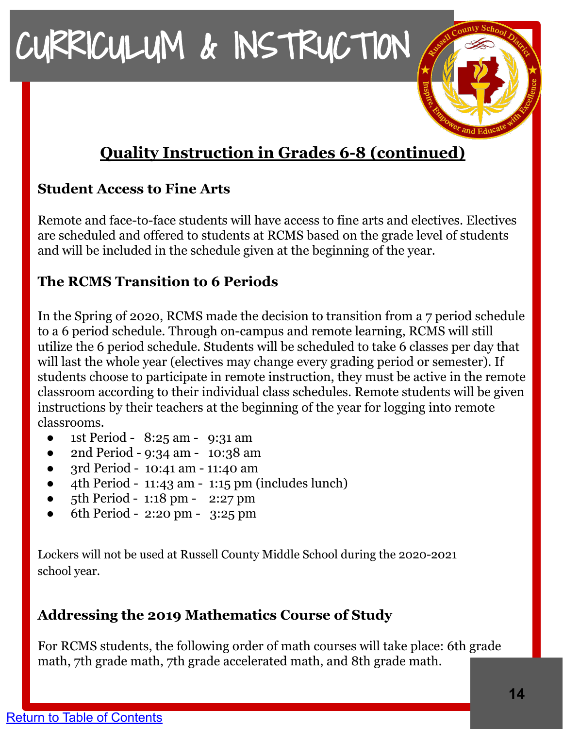# CURRICULUM & INSTRUCTION

## Quality Instruction in Grades 6-8 (continued)

### Student Access to Fine Arts

Remote and face-to-face students will have access to fine arts and electives. Electives are scheduled and offered to students at RCMS based on the grade level of students and will be included in the schedule given at the beginning of the year.

### The RCMS Transition to 6 Periods

In the Spring of 2020, RCMS made the decision to transition from a 7 period schedule to a 6 period schedule. Through on-campus and remote learning, RCMS will still utilize the 6 period schedule. Students will be scheduled to take 6 classes per day that will last the whole year (electives may change every grading period or semester). If students choose to participate in remote instruction, they must be active in the remote classroom according to their individual class schedules. Remote students will be given instructions by their teachers at the beginning of the year for logging into remote classrooms.

- 1st Period - 8:25 am - 9:31 am
- 2nd Period - 9:34 am - 10:38 am
- 3rd Period - 10:41 am - 11:40 am
- 4th Period - 11:43 am - 1:15 pm (includes lunch)
- 5th Period - 1:18 pm - 2:27 pm
- 6th Period - 2:20 pm - 3:25 pm

Lockers will not be used at Russell County Middle School during the 2020-2021 school year.

### Addressing the 2019 Mathematics Course of Study

For RCMS students, the following order of math courses will take place: 6th grade math, 7th grade math, 7th grade accelerated math, and 8th grade math.

Return to Table of Contents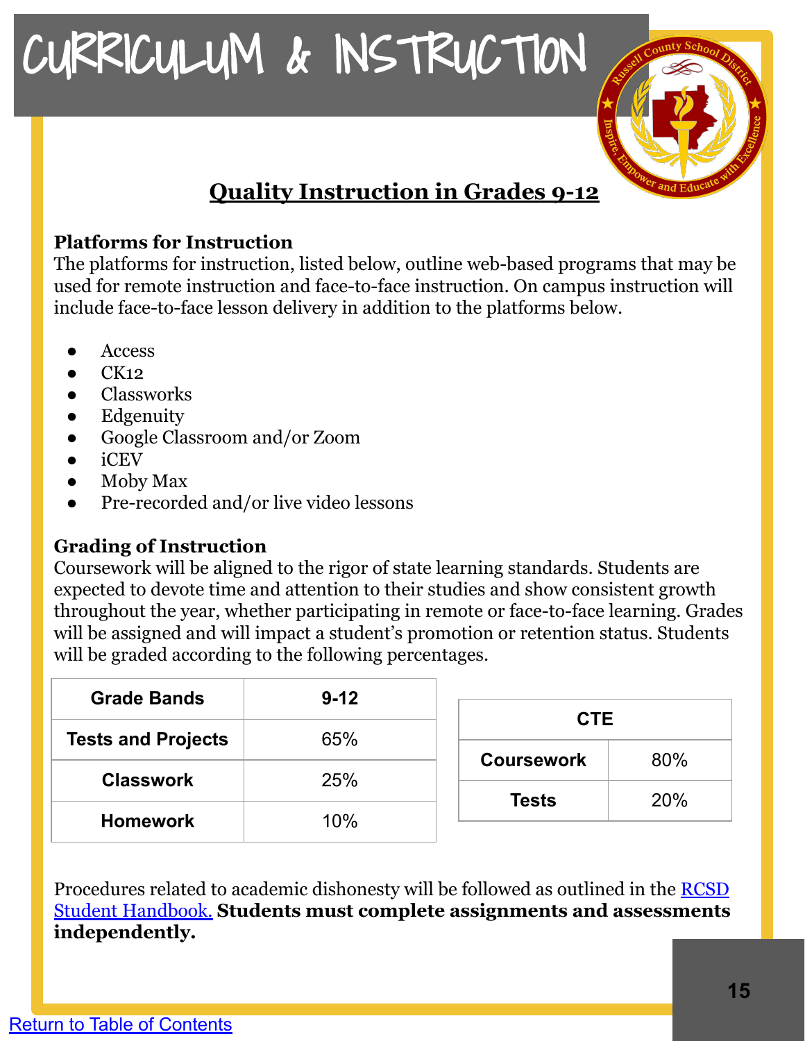# CURRICULUM & INSTRUCTION

## Quality Instruction in Grades 9-12

### Platforms for Instruction

The platforms for instruction, listed below, outline web-based programs that may be used for remote instruction and face-to-face instruction. On campus instruction will include face-to-face lesson delivery in addition to the platforms below.

- Access
- CK12
- Classworks
- Edgenuity
- Google Classroom and/or Zoom
- iCEV
- Moby Max
- Pre-recorded and/or live video lessons

### Grading of Instruction

Coursework will be aligned to the rigor of state learning standards. Students are expected to devote time and attention to their studies and show consistent growth throughout the year, whether participating in remote or face-to-face learning. Grades will be assigned and will impact a student's promotion or retention status. Students will be graded according to the following percentages.

| Grade Bands | 9-12 |
|---|---|
| Tests and Projects | 65% |
| Classwork | 25% |
| Homework | 10% |

| CTE | |
|---|---|
| Coursework | 80% |
| Tests | 20% |

Procedures related to academic dishonesty will be followed as outlined in the [RCSD Student Handbook.](RCSD Student Handbook.) **Students must complete assignments and assessments independently.**

Return to Table of Contents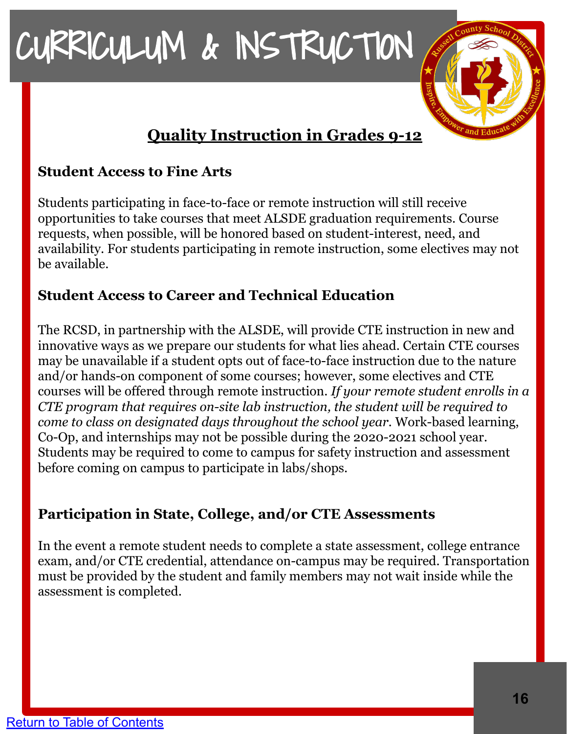# CURRICULUM & INSTRUCTION

## Quality Instruction in Grades 9-12

### Student Access to Fine Arts

Students participating in face-to-face or remote instruction will still receive opportunities to take courses that meet ALSDE graduation requirements. Course requests, when possible, will be honored based on student-interest, need, and availability. For students participating in remote instruction, some electives may not be available.

### Student Access to Career and Technical Education

The RCSD, in partnership with the ALSDE, will provide CTE instruction in new and innovative ways as we prepare our students for what lies ahead. Certain CTE courses may be unavailable if a student opts out of face-to-face instruction due to the nature and/or hands-on component of some courses; however, some electives and CTE courses will be offered through remote instruction. *If your remote student enrolls in a CTE program that requires on-site lab instruction, the student will be required to come to class on designated days throughout the school year.* Work-based learning, Co-Op, and internships may not be possible during the 2020-2021 school year. Students may be required to come to campus for safety instruction and assessment before coming on campus to participate in labs/shops.

### Participation in State, College, and/or CTE Assessments

In the event a remote student needs to complete a state assessment, college entrance exam, and/or CTE credential, attendance on-campus may be required. Transportation must be provided by the student and family members may not wait inside while the assessment is completed.

Return to Table of Contents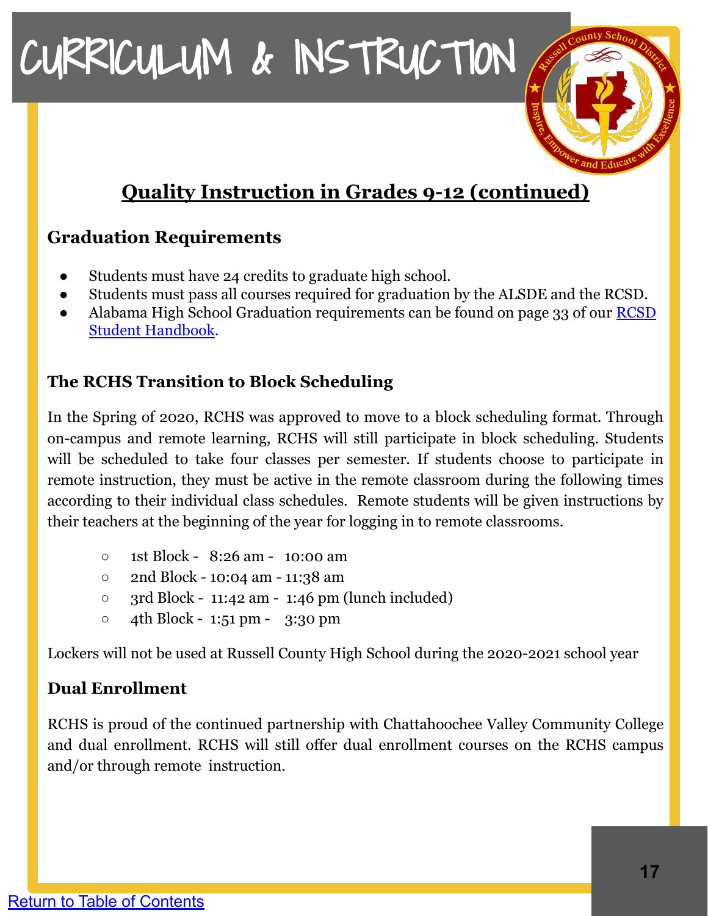# CURRICULUM & INSTRUCTION

## Quality Instruction in Grades 9-12 (continued)

### Graduation Requirements

- Students must have 24 credits to graduate high school.
- Students must pass all courses required for graduation by the ALSDE and the RCSD.
- Alabama High School Graduation requirements can be found on page 33 of our RCSD Student Handbook.

### The RCHS Transition to Block Scheduling

In the Spring of 2020, RCHS was approved to move to a block scheduling format. Through on-campus and remote learning, RCHS will still participate in block scheduling. Students will be scheduled to take four classes per semester. If students choose to participate in remote instruction, they must be active in the remote classroom during the following times according to their individual class schedules. Remote students will be given instructions by their teachers at the beginning of the year for logging in to remote classrooms.

- 1st Block - 8:26 am - 10:00 am
- 2nd Block - 10:04 am - 11:38 am
- 3rd Block - 11:42 am - 1:46 pm (lunch included)
- 4th Block - 1:51 pm - 3:30 pm

Lockers will not be used at Russell County High School during the 2020-2021 school year

### Dual Enrollment

RCHS is proud of the continued partnership with Chattahoochee Valley Community College and dual enrollment. RCHS will still offer dual enrollment courses on the RCHS campus and/or through remote instruction.

Return to Table of Contents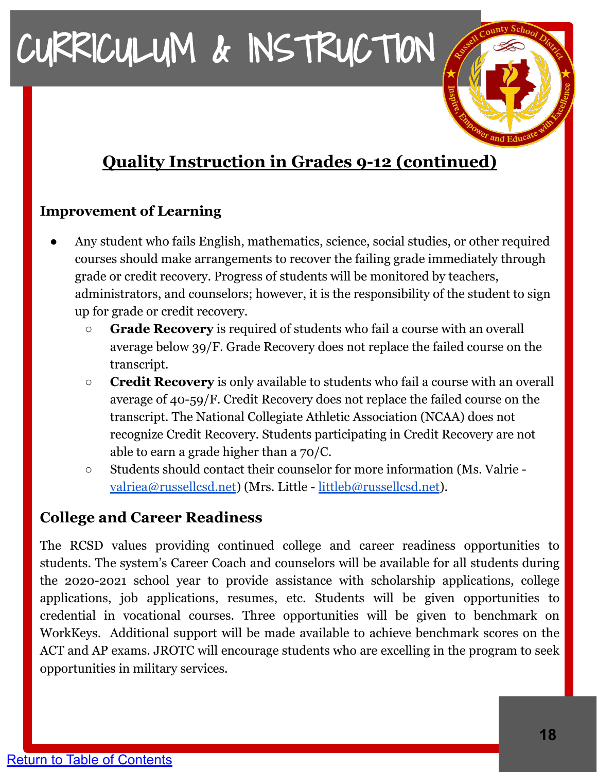# CURRICULUM & INSTRUCTION

## Quality Instruction in Grades 9-12 (continued)

### Improvement of Learning

- Any student who fails English, mathematics, science, social studies, or other required courses should make arrangements to recover the failing grade immediately through grade or credit recovery. Progress of students will be monitored by teachers, administrators, and counselors; however, it is the responsibility of the student to sign up for grade or credit recovery.
  - **Grade Recovery** is required of students who fail a course with an overall average below 39/F. Grade Recovery does not replace the failed course on the transcript.
  - **Credit Recovery** is only available to students who fail a course with an overall average of 40-59/F. Credit Recovery does not replace the failed course on the transcript. The National Collegiate Athletic Association (NCAA) does not recognize Credit Recovery. Students participating in Credit Recovery are not able to earn a grade higher than a 70/C.
  - Students should contact their counselor for more information (Ms. Valrie - valriea@russellcsd.net) (Mrs. Little - littleb@russellcsd.net).

## College and Career Readiness

The RCSD values providing continued college and career readiness opportunities to students. The system's Career Coach and counselors will be available for all students during the 2020-2021 school year to provide assistance with scholarship applications, college applications, job applications, resumes, etc. Students will be given opportunities to credential in vocational courses. Three opportunities will be given to benchmark on WorkKeys. Additional support will be made available to achieve benchmark scores on the ACT and AP exams. JROTC will encourage students who are excelling in the program to seek opportunities in military services.

Return to Table of Contents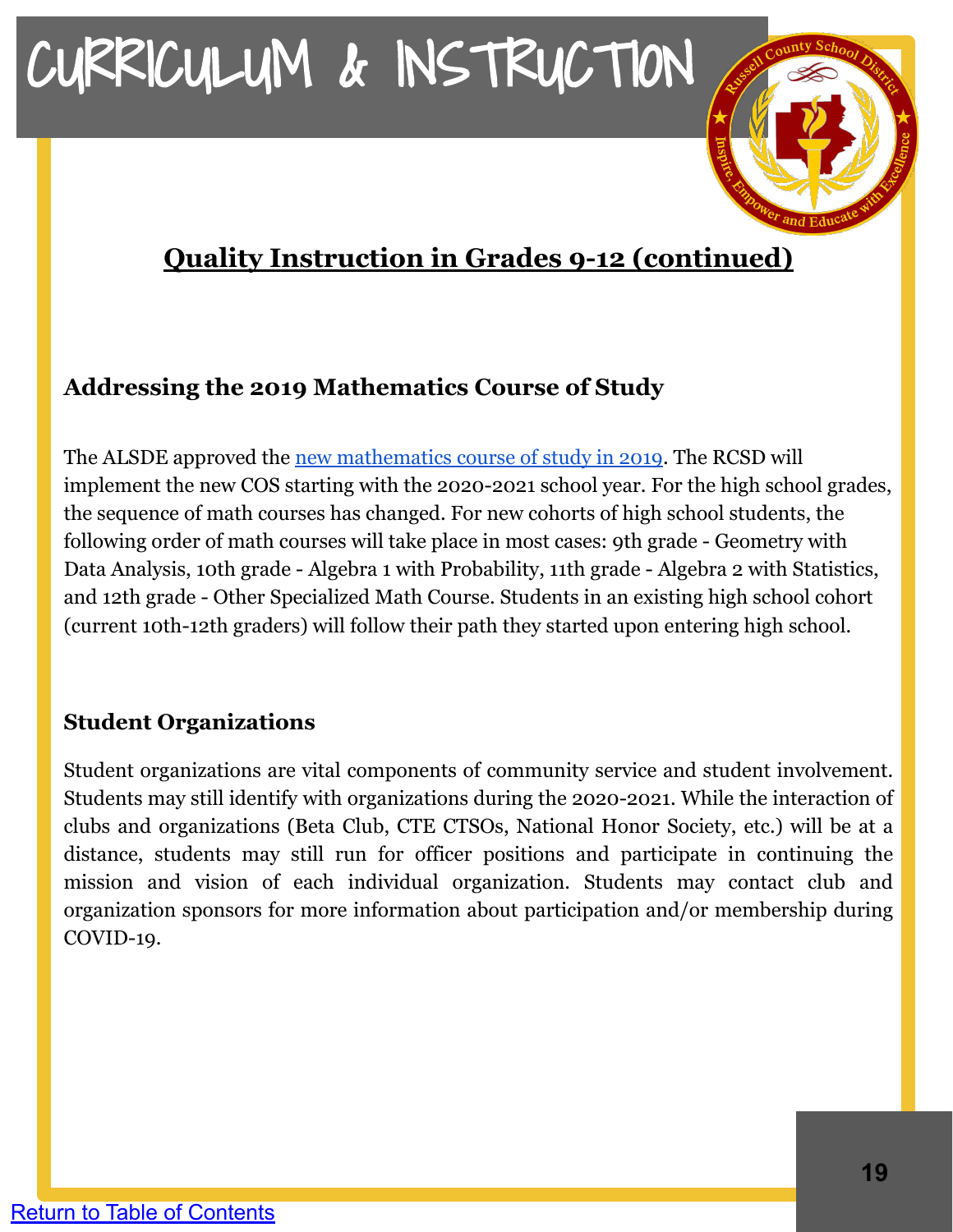# CURRICULUM & INSTRUCTION

## Quality Instruction in Grades 9-12 (continued)

### Addressing the 2019 Mathematics Course of Study

The ALSDE approved the [new mathematics course of study in 2019](). The RCSD will implement the new COS starting with the 2020-2021 school year. For the high school grades, the sequence of math courses has changed. For new cohorts of high school students, the following order of math courses will take place in most cases: 9th grade - Geometry with Data Analysis, 10th grade - Algebra 1 with Probability, 11th grade - Algebra 2 with Statistics, and 12th grade - Other Specialized Math Course. Students in an existing high school cohort (current 10th-12th graders) will follow their path they started upon entering high school.

### Student Organizations

Student organizations are vital components of community service and student involvement. Students may still identify with organizations during the 2020-2021. While the interaction of clubs and organizations (Beta Club, CTE CTSOs, National Honor Society, etc.) will be at a distance, students may still run for officer positions and participate in continuing the mission and vision of each individual organization. Students may contact club and organization sponsors for more information about participation and/or membership during COVID-19.

[Return to Table of Contents]()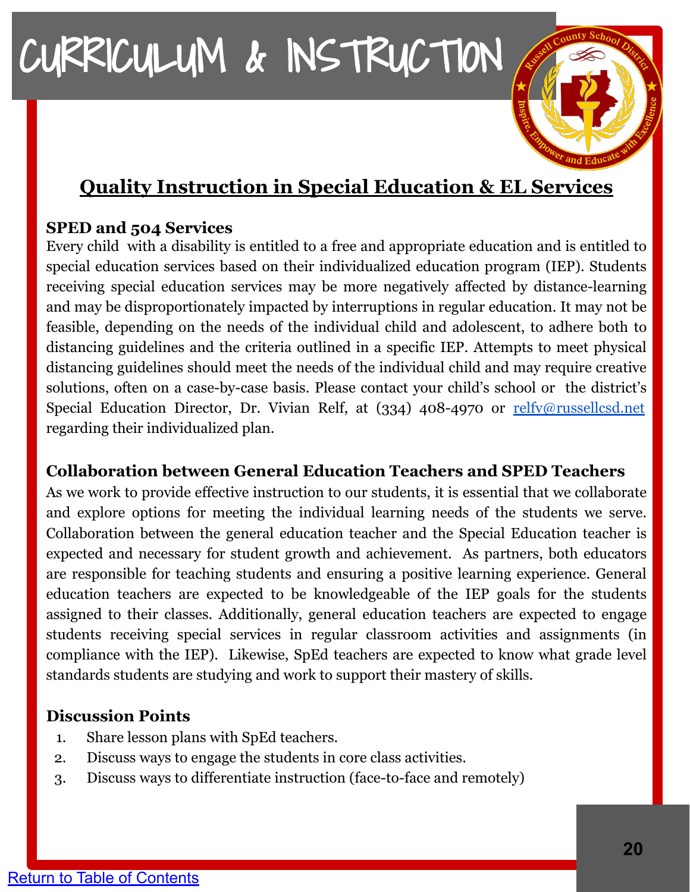# CURRICULUM & INSTRUCTION

## Quality Instruction in Special Education & EL Services

### SPED and 504 Services

Every child with a disability is entitled to a free and appropriate education and is entitled to special education services based on their individualized education program (IEP). Students receiving special education services may be more negatively affected by distance-learning and may be disproportionately impacted by interruptions in regular education. It may not be feasible, depending on the needs of the individual child and adolescent, to adhere both to distancing guidelines and the criteria outlined in a specific IEP. Attempts to meet physical distancing guidelines should meet the needs of the individual child and may require creative solutions, often on a case-by-case basis. Please contact your child's school or the district's Special Education Director, Dr. Vivian Relf, at (334) 408-4970 or relfv@russellcsd.net regarding their individualized plan.

### Collaboration between General Education Teachers and SPED Teachers

As we work to provide effective instruction to our students, it is essential that we collaborate and explore options for meeting the individual learning needs of the students we serve. Collaboration between the general education teacher and the Special Education teacher is expected and necessary for student growth and achievement. As partners, both educators are responsible for teaching students and ensuring a positive learning experience. General education teachers are expected to be knowledgeable of the IEP goals for the students assigned to their classes. Additionally, general education teachers are expected to engage students receiving special services in regular classroom activities and assignments (in compliance with the IEP). Likewise, SpEd teachers are expected to know what grade level standards students are studying and work to support their mastery of skills.

### Discussion Points

1. Share lesson plans with SpEd teachers.
2. Discuss ways to engage the students in core class activities.
3. Discuss ways to differentiate instruction (face-to-face and remotely)

Return to Table of Contents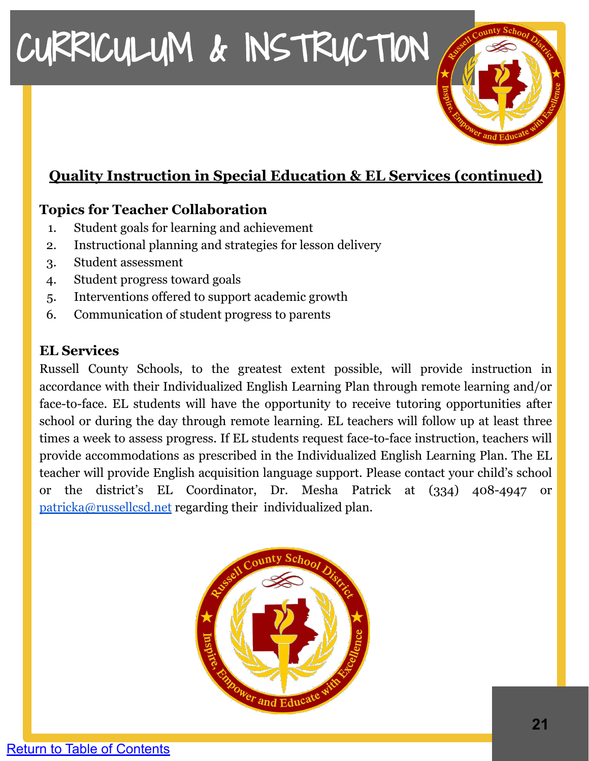# CURRICULUM & INSTRUCTION

## Quality Instruction in Special Education & EL Services (continued)

### Topics for Teacher Collaboration

1. Student goals for learning and achievement
2. Instructional planning and strategies for lesson delivery
3. Student assessment
4. Student progress toward goals
5. Interventions offered to support academic growth
6. Communication of student progress to parents

### EL Services

Russell County Schools, to the greatest extent possible, will provide instruction in accordance with their Individualized English Learning Plan through remote learning and/or face-to-face. EL students will have the opportunity to receive tutoring opportunities after school or during the day through remote learning. EL teachers will follow up at least three times a week to assess progress. If EL students request face-to-face instruction, teachers will provide accommodations as prescribed in the Individualized English Learning Plan. The EL teacher will provide English acquisition language support. Please contact your child's school or the district's EL Coordinator, Dr. Mesha Patrick at (334) 408-4947 or patricka@russellcsd.net regarding their individualized plan.

Return to Table of Contents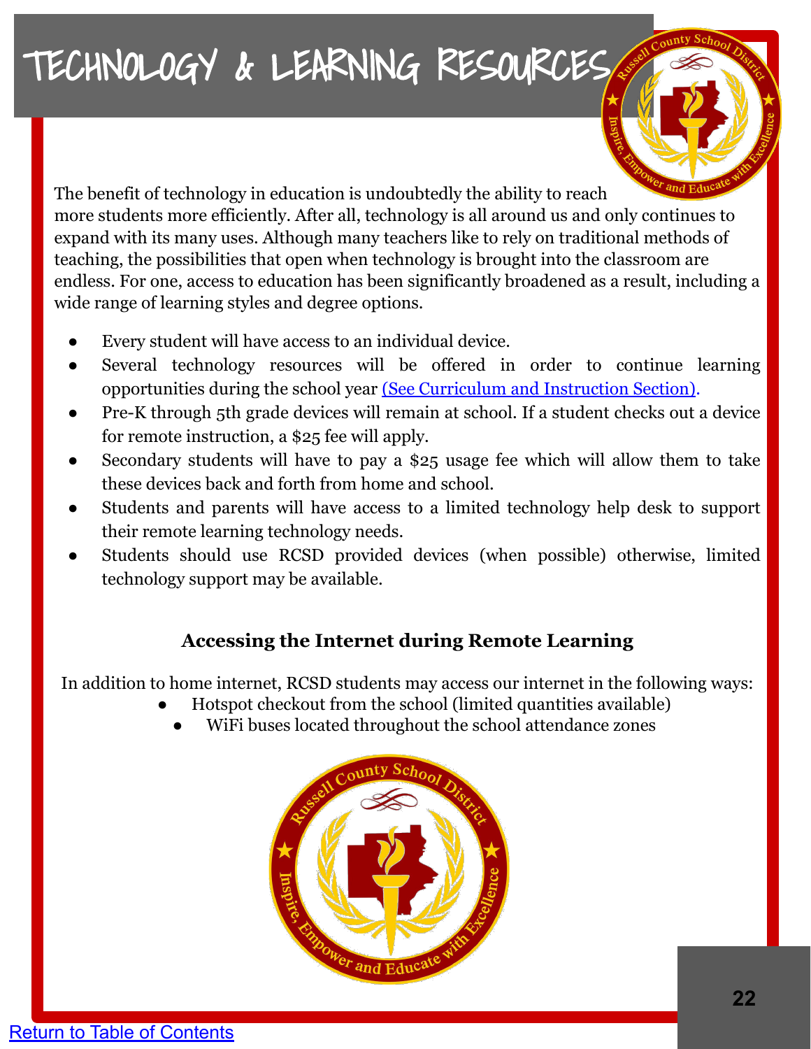# TECHNOLOGY & LEARNING RESOURCES

The benefit of technology in education is undoubtedly the ability to reach more students more efficiently. After all, technology is all around us and only continues to expand with its many uses. Although many teachers like to rely on traditional methods of teaching, the possibilities that open when technology is brought into the classroom are endless. For one, access to education has been significantly broadened as a result, including a wide range of learning styles and degree options.

- Every student will have access to an individual device.
- Several technology resources will be offered in order to continue learning opportunities during the school year (See Curriculum and Instruction Section).
- Pre-K through 5th grade devices will remain at school. If a student checks out a device for remote instruction, a $25 fee will apply.
- Secondary students will have to pay a $25 usage fee which will allow them to take these devices back and forth from home and school.
- Students and parents will have access to a limited technology help desk to support their remote learning technology needs.
- Students should use RCSD provided devices (when possible) otherwise, limited technology support may be available.

### Accessing the Internet during Remote Learning

In addition to home internet, RCSD students may access our internet in the following ways:

- Hotspot checkout from the school (limited quantities available)
- WiFi buses located throughout the school attendance zones

Return to Table of Contents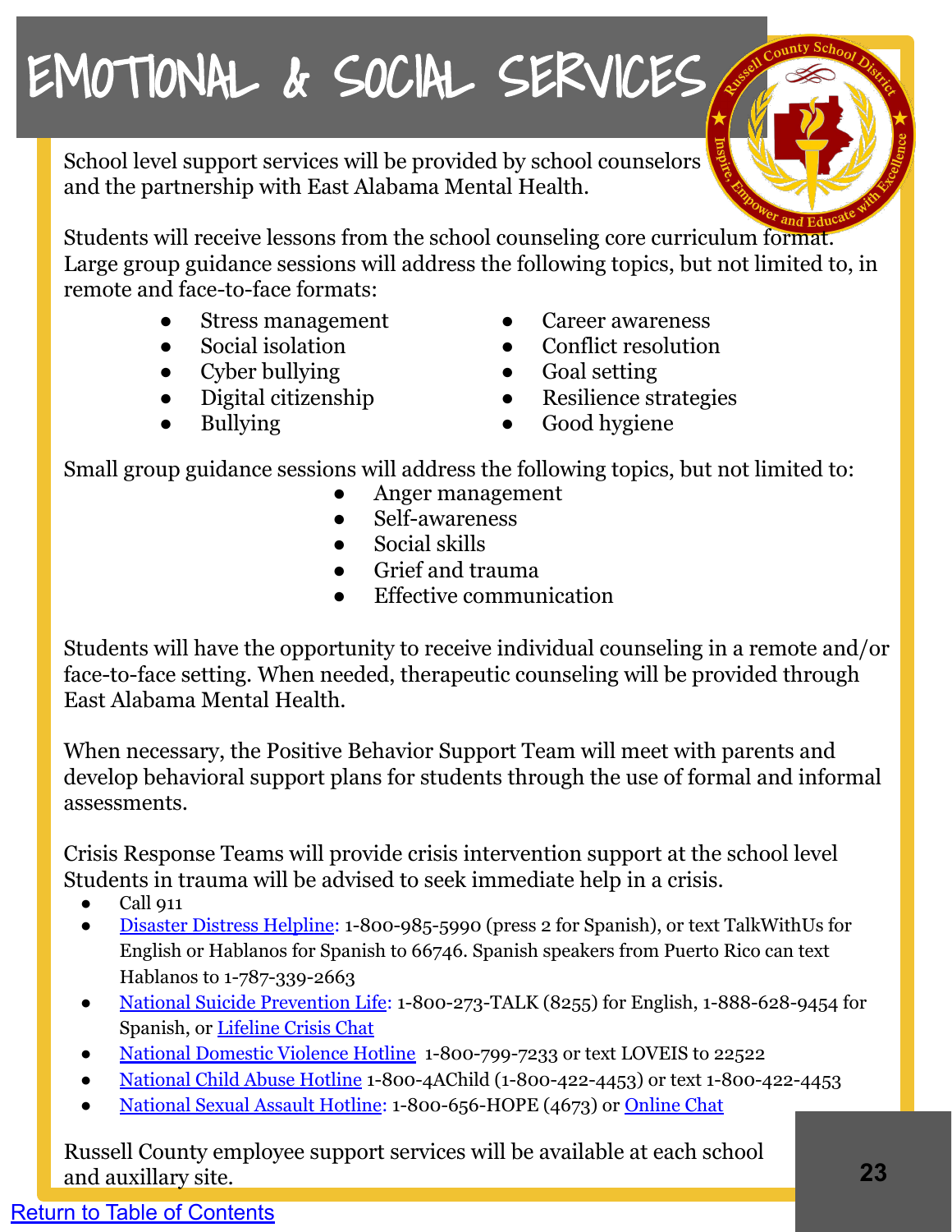# EMOTIONAL & SOCIAL SERVICES

School level support services will be provided by school counselors and the partnership with East Alabama Mental Health.

Students will receive lessons from the school counseling core curriculum format. Large group guidance sessions will address the following topics, but not limited to, in remote and face-to-face formats:

- Stress management
- Social isolation
- Cyber bullying
- Digital citizenship
- Bullying
- Career awareness
- Conflict resolution
- Goal setting
- Resilience strategies
- Good hygiene

Small group guidance sessions will address the following topics, but not limited to:

- Anger management
- Self-awareness
- Social skills
- Grief and trauma
- Effective communication

Students will have the opportunity to receive individual counseling in a remote and/or face-to-face setting. When needed, therapeutic counseling will be provided through East Alabama Mental Health.

When necessary, the Positive Behavior Support Team will meet with parents and develop behavioral support plans for students through the use of formal and informal assessments.

Crisis Response Teams will provide crisis intervention support at the school level Students in trauma will be advised to seek immediate help in a crisis.

- Call 911
- Disaster Distress Helpline: 1-800-985-5990 (press 2 for Spanish), or text TalkWithUs for English or Hablanos for Spanish to 66746. Spanish speakers from Puerto Rico can text Hablanos to 1-787-339-2663
- National Suicide Prevention Life: 1-800-273-TALK (8255) for English, 1-888-628-9454 for Spanish, or Lifeline Crisis Chat
- National Domestic Violence Hotline 1-800-799-7233 or text LOVEIS to 22522
- National Child Abuse Hotline 1-800-4AChild (1-800-422-4453) or text 1-800-422-4453
- National Sexual Assault Hotline: 1-800-656-HOPE (4673) or Online Chat

Russell County employee support services will be available at each school and auxillary site.

Return to Table of Contents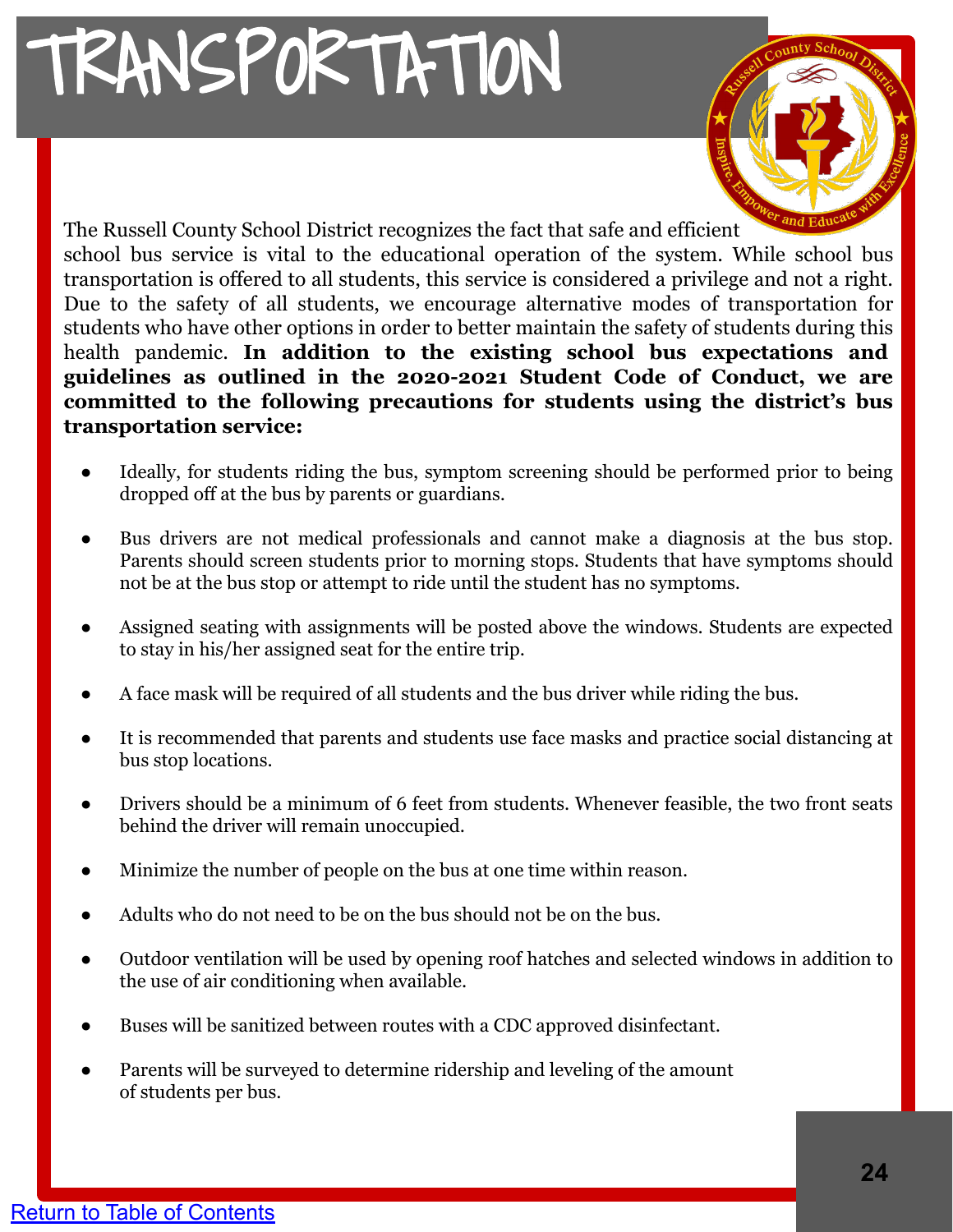# TRANSPORTATION

The Russell County School District recognizes the fact that safe and efficient school bus service is vital to the educational operation of the system. While school bus transportation is offered to all students, this service is considered a privilege and not a right. Due to the safety of all students, we encourage alternative modes of transportation for students who have other options in order to better maintain the safety of students during this health pandemic. **In addition to the existing school bus expectations and guidelines as outlined in the 2020-2021 Student Code of Conduct, we are committed to the following precautions for students using the district's bus transportation service:**

- Ideally, for students riding the bus, symptom screening should be performed prior to being dropped off at the bus by parents or guardians.
- Bus drivers are not medical professionals and cannot make a diagnosis at the bus stop. Parents should screen students prior to morning stops. Students that have symptoms should not be at the bus stop or attempt to ride until the student has no symptoms.
- Assigned seating with assignments will be posted above the windows. Students are expected to stay in his/her assigned seat for the entire trip.
- A face mask will be required of all students and the bus driver while riding the bus.
- It is recommended that parents and students use face masks and practice social distancing at bus stop locations.
- Drivers should be a minimum of 6 feet from students. Whenever feasible, the two front seats behind the driver will remain unoccupied.
- Minimize the number of people on the bus at one time within reason.
- Adults who do not need to be on the bus should not be on the bus.
- Outdoor ventilation will be used by opening roof hatches and selected windows in addition to the use of air conditioning when available.
- Buses will be sanitized between routes with a CDC approved disinfectant.
- Parents will be surveyed to determine ridership and leveling of the amount of students per bus.

Return to Table of Contents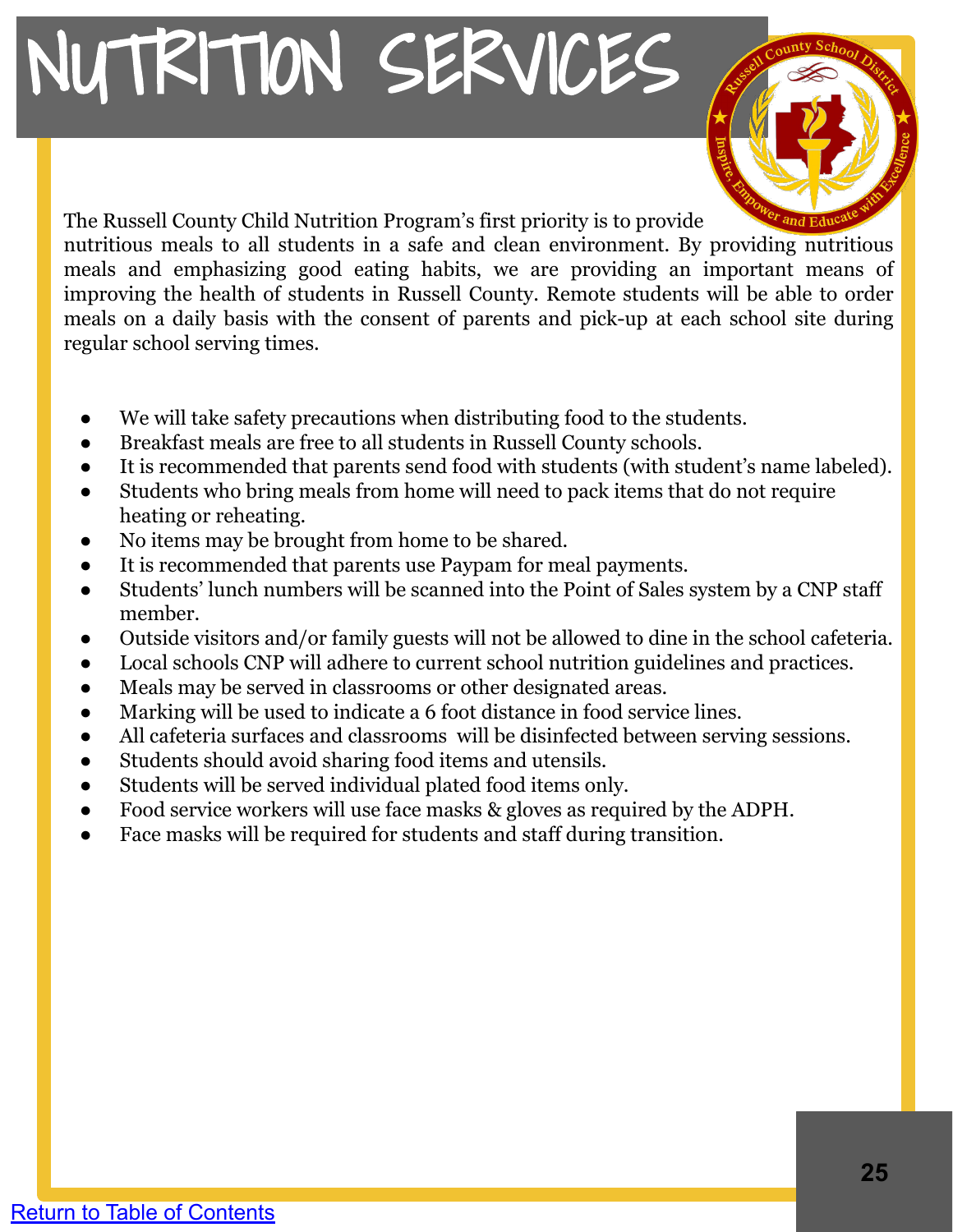# NUTRITION SERVICES

The Russell County Child Nutrition Program's first priority is to provide nutritious meals to all students in a safe and clean environment. By providing nutritious meals and emphasizing good eating habits, we are providing an important means of improving the health of students in Russell County. Remote students will be able to order meals on a daily basis with the consent of parents and pick-up at each school site during regular school serving times.

- We will take safety precautions when distributing food to the students.
- Breakfast meals are free to all students in Russell County schools.
- It is recommended that parents send food with students (with student's name labeled).
- Students who bring meals from home will need to pack items that do not require heating or reheating.
- No items may be brought from home to be shared.
- It is recommended that parents use Paypam for meal payments.
- Students' lunch numbers will be scanned into the Point of Sales system by a CNP staff member.
- Outside visitors and/or family guests will not be allowed to dine in the school cafeteria.
- Local schools CNP will adhere to current school nutrition guidelines and practices.
- Meals may be served in classrooms or other designated areas.
- Marking will be used to indicate a 6 foot distance in food service lines.
- All cafeteria surfaces and classrooms will be disinfected between serving sessions.
- Students should avoid sharing food items and utensils.
- Students will be served individual plated food items only.
- Food service workers will use face masks & gloves as required by the ADPH.
- Face masks will be required for students and staff during transition.

Return to Table of Contents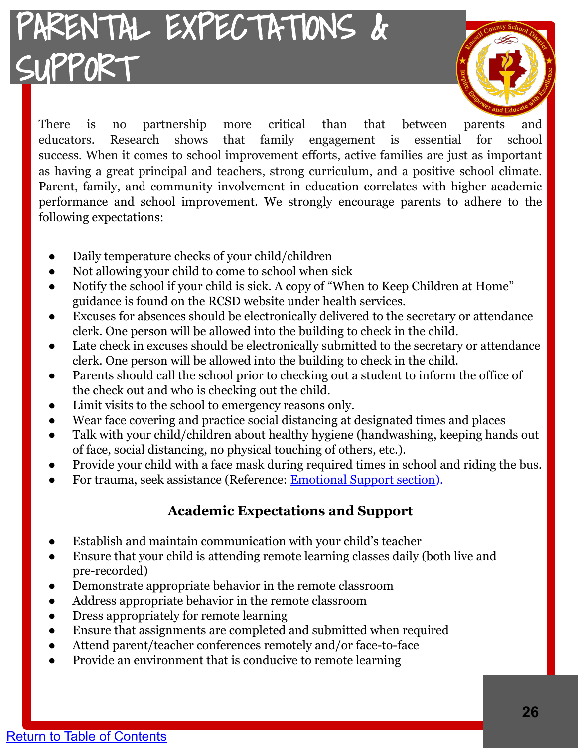# PARENTAL EXPECTATIONS & SUPPORT

There is no partnership more critical than that between parents and educators. Research shows that family engagement is essential for school success. When it comes to school improvement efforts, active families are just as important as having a great principal and teachers, strong curriculum, and a positive school climate. Parent, family, and community involvement in education correlates with higher academic performance and school improvement. We strongly encourage parents to adhere to the following expectations:

- Daily temperature checks of your child/children
- Not allowing your child to come to school when sick
- Notify the school if your child is sick. A copy of "When to Keep Children at Home" guidance is found on the RCSD website under health services.
- Excuses for absences should be electronically delivered to the secretary or attendance clerk. One person will be allowed into the building to check in the child.
- Late check in excuses should be electronically submitted to the secretary or attendance clerk. One person will be allowed into the building to check in the child.
- Parents should call the school prior to checking out a student to inform the office of the check out and who is checking out the child.
- Limit visits to the school to emergency reasons only.
- Wear face covering and practice social distancing at designated times and places
- Talk with your child/children about healthy hygiene (handwashing, keeping hands out of face, social distancing, no physical touching of others, etc.).
- Provide your child with a face mask during required times in school and riding the bus.
- For trauma, seek assistance (Reference: [Emotional Support section).]

### Academic Expectations and Support

- Establish and maintain communication with your child's teacher
- Ensure that your child is attending remote learning classes daily (both live and pre-recorded)
- Demonstrate appropriate behavior in the remote classroom
- Address appropriate behavior in the remote classroom
- Dress appropriately for remote learning
- Ensure that assignments are completed and submitted when required
- Attend parent/teacher conferences remotely and/or face-to-face
- Provide an environment that is conducive to remote learning

Return to Table of Contents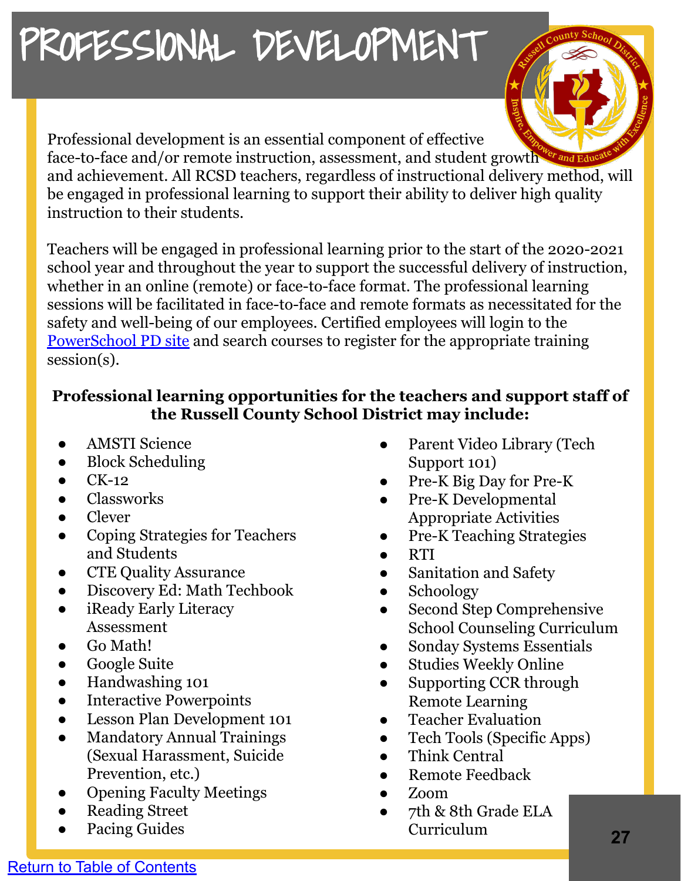# PROFESSIONAL DEVELOPMENT

Professional development is an essential component of effective face-to-face and/or remote instruction, assessment, and student growth and achievement. All RCSD teachers, regardless of instructional delivery method, will be engaged in professional learning to support their ability to deliver high quality instruction to their students.

Teachers will be engaged in professional learning prior to the start of the 2020-2021 school year and throughout the year to support the successful delivery of instruction, whether in an online (remote) or face-to-face format. The professional learning sessions will be facilitated in face-to-face and remote formats as necessitated for the safety and well-being of our employees. Certified employees will login to the [PowerSchool PD site]() and search courses to register for the appropriate training session(s).

**Professional learning opportunities for the teachers and support staff of the Russell County School District may include:**

- AMSTI Science
- Block Scheduling
- CK-12
- Classworks
- Clever
- Coping Strategies for Teachers and Students
- CTE Quality Assurance
- Discovery Ed: Math Techbook
- iReady Early Literacy Assessment
- Go Math!
- Google Suite
- Handwashing 101
- Interactive Powerpoints
- Lesson Plan Development 101
- Mandatory Annual Trainings (Sexual Harassment, Suicide Prevention, etc.)
- Opening Faculty Meetings
- Reading Street
- Pacing Guides
- Parent Video Library (Tech Support 101)
- Pre-K Big Day for Pre-K
- Pre-K Developmental Appropriate Activities
- Pre-K Teaching Strategies
- RTI
- Sanitation and Safety
- Schoology
- Second Step Comprehensive School Counseling Curriculum
- Sonday Systems Essentials
- Studies Weekly Online
- Supporting CCR through Remote Learning
- Teacher Evaluation
- Tech Tools (Specific Apps)
- Think Central
- Remote Feedback
- Zoom
- 7th & 8th Grade ELA Curriculum

[Return to Table of Contents]()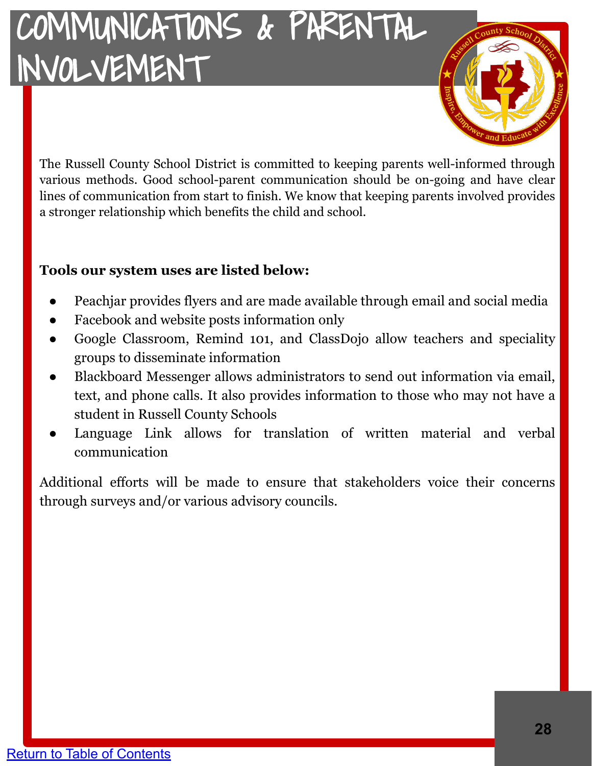# COMMUNICATIONS & PARENTAL INVOLVEMENT

The Russell County School District is committed to keeping parents well-informed through various methods. Good school-parent communication should be on-going and have clear lines of communication from start to finish. We know that keeping parents involved provides a stronger relationship which benefits the child and school.

**Tools our system uses are listed below:**

- Peachjar provides flyers and are made available through email and social media
- Facebook and website posts information only
- Google Classroom, Remind 101, and ClassDojo allow teachers and speciality groups to disseminate information
- Blackboard Messenger allows administrators to send out information via email, text, and phone calls. It also provides information to those who may not have a student in Russell County Schools
- Language Link allows for translation of written material and verbal communication

Additional efforts will be made to ensure that stakeholders voice their concerns through surveys and/or various advisory councils.

Return to Table of Contents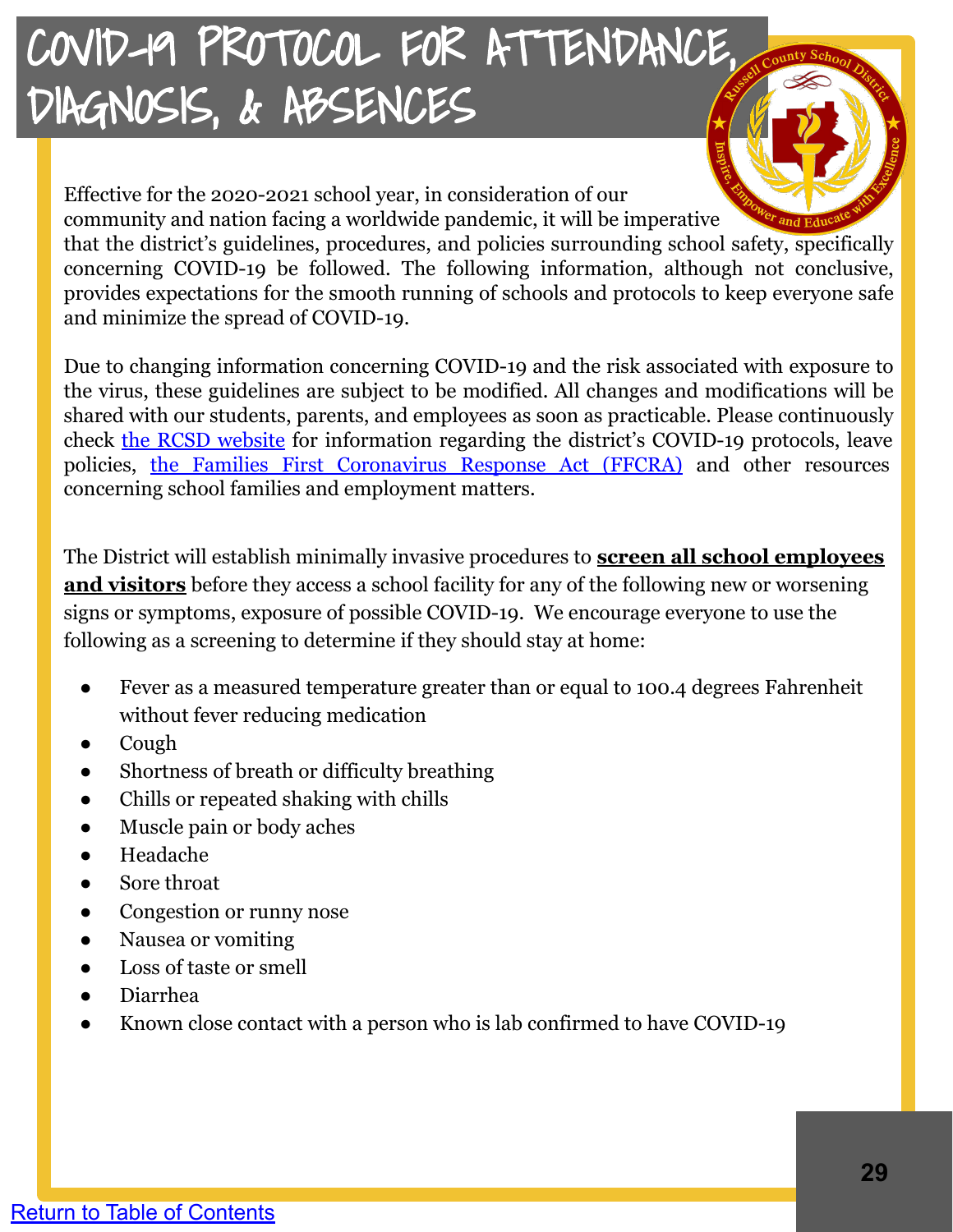# COVID-19 PROTOCOL FOR ATTENDANCE, DIAGNOSIS, & ABSENCES

Effective for the 2020-2021 school year, in consideration of our community and nation facing a worldwide pandemic, it will be imperative that the district's guidelines, procedures, and policies surrounding school safety, specifically concerning COVID-19 be followed. The following information, although not conclusive, provides expectations for the smooth running of schools and protocols to keep everyone safe and minimize the spread of COVID-19.

Due to changing information concerning COVID-19 and the risk associated with exposure to the virus, these guidelines are subject to be modified. All changes and modifications will be shared with our students, parents, and employees as soon as practicable. Please continuously check the RCSD website for information regarding the district's COVID-19 protocols, leave policies, the Families First Coronavirus Response Act (FFCRA) and other resources concerning school families and employment matters.

The District will establish minimally invasive procedures to **screen all school employees and visitors** before they access a school facility for any of the following new or worsening signs or symptoms, exposure of possible COVID-19. We encourage everyone to use the following as a screening to determine if they should stay at home:

- Fever as a measured temperature greater than or equal to 100.4 degrees Fahrenheit without fever reducing medication
- Cough
- Shortness of breath or difficulty breathing
- Chills or repeated shaking with chills
- Muscle pain or body aches
- Headache
- Sore throat
- Congestion or runny nose
- Nausea or vomiting
- Loss of taste or smell
- Diarrhea
- Known close contact with a person who is lab confirmed to have COVID-19

Return to Table of Contents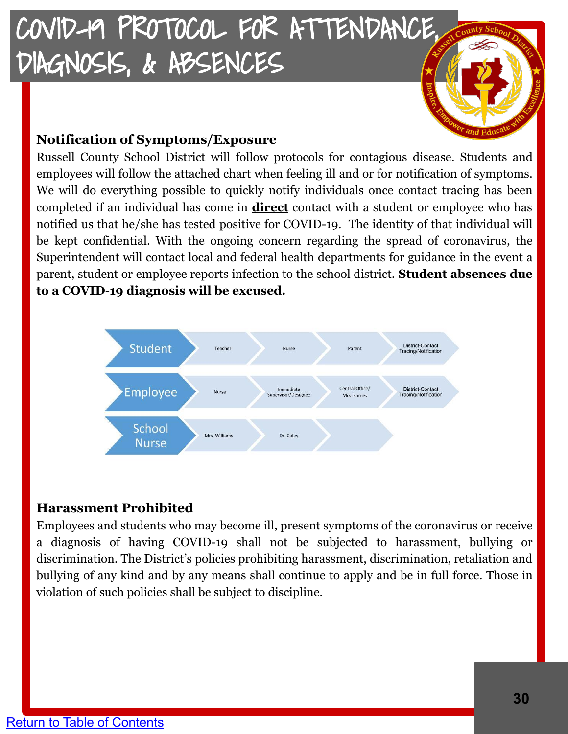# COVID-19 PROTOCOL FOR ATTENDANCE, DIAGNOSIS, & ABSENCES

## Notification of Symptoms/Exposure

Russell County School District will follow protocols for contagious disease. Students and employees will follow the attached chart when feeling ill and or for notification of symptoms. We will do everything possible to quickly notify individuals once contact tracing has been completed if an individual has come in **direct** contact with a student or employee who has notified us that he/she has tested positive for COVID-19. The identity of that individual will be kept confidential. With the ongoing concern regarding the spread of coronavirus, the Superintendent will contact local and federal health departments for guidance in the event a parent, student or employee reports infection to the school district. **Student absences due to a COVID-19 diagnosis will be excused.**

| | | | | |
|---|---|---|---|---|
| Student | Teacher | Nurse | Parent | District-Contact Tracing/Notification |
| Employee | Nurse | Immediate Supervisor/Designee | Central Office/ Mrs. Barnes | District-Contact Tracing/Notification |
| School Nurse | Mrs. Williams | Dr. Coley | | |

## Harassment Prohibited

Employees and students who may become ill, present symptoms of the coronavirus or receive a diagnosis of having COVID-19 shall not be subjected to harassment, bullying or discrimination. The District's policies prohibiting harassment, discrimination, retaliation and bullying of any kind and by any means shall continue to apply and be in full force. Those in violation of such policies shall be subject to discipline.

Return to Table of Contents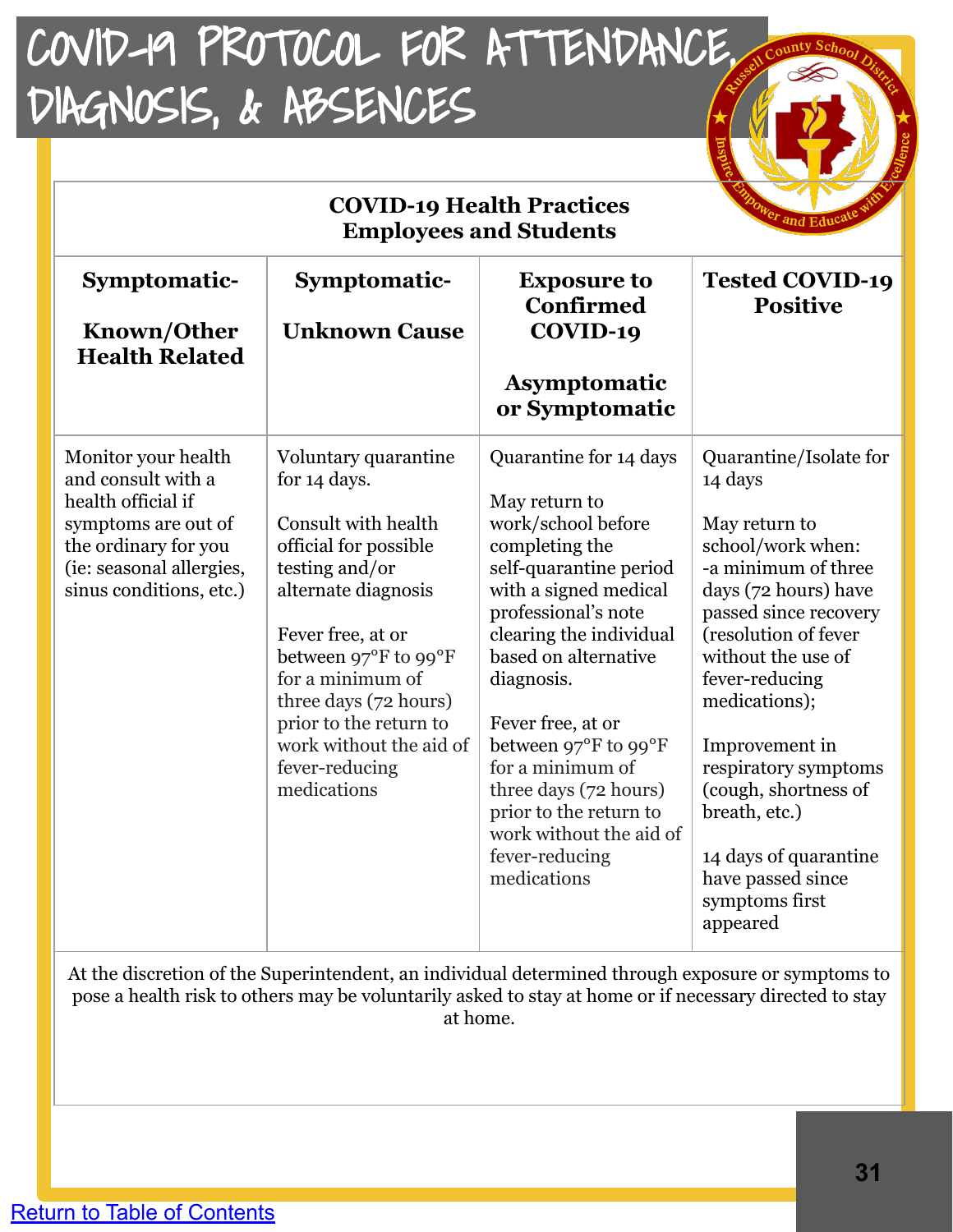# COVID-19 PROTOCOL FOR ATTENDANCE, DIAGNOSIS, & ABSENCES

| COVID-19 Health Practices Employees and Students | | | |
|---|---|---|---|
| **Symptomatic- Known/Other Health Related** | **Symptomatic- Unknown Cause** | **Exposure to Confirmed COVID-19 Asymptomatic or Symptomatic** | **Tested COVID-19 Positive** |
| Monitor your health and consult with a health official if symptoms are out of the ordinary for you (ie: seasonal allergies, sinus conditions, etc.) | Voluntary quarantine for 14 days.<br><br>Consult with health official for possible testing and/or alternate diagnosis<br><br>Fever free, at or between 97°F to 99°F for a minimum of three days (72 hours) prior to the return to work without the aid of fever-reducing medications | Quarantine for 14 days<br><br>May return to work/school before completing the self-quarantine period with a signed medical professional's note clearing the individual based on alternative diagnosis.<br><br>Fever free, at or between 97°F to 99°F for a minimum of three days (72 hours) prior to the return to work without the aid of fever-reducing medications | Quarantine/Isolate for 14 days<br><br>May return to school/work when:<br>-a minimum of three days (72 hours) have passed since recovery (resolution of fever without the use of fever-reducing medications);<br><br>Improvement in respiratory symptoms (cough, shortness of breath, etc.)<br><br>14 days of quarantine have passed since symptoms first appeared |
| At the discretion of the Superintendent, an individual determined through exposure or symptoms to pose a health risk to others may be voluntarily asked to stay at home or if necessary directed to stay at home. | | | |

Return to Table of Contents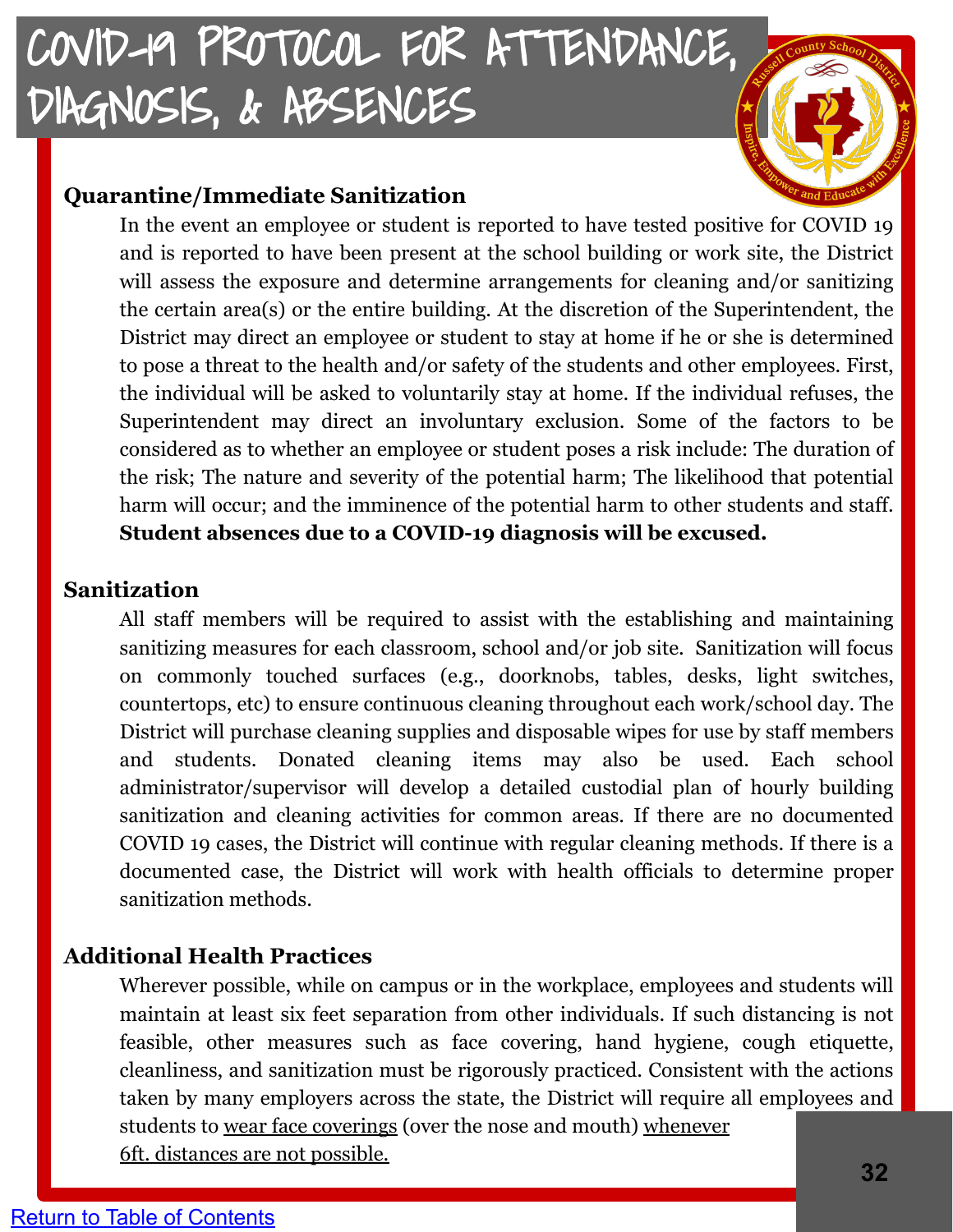# COVID-19 PROTOCOL FOR ATTENDANCE, DIAGNOSIS, & ABSENCES

## Quarantine/Immediate Sanitization

In the event an employee or student is reported to have tested positive for COVID 19 and is reported to have been present at the school building or work site, the District will assess the exposure and determine arrangements for cleaning and/or sanitizing the certain area(s) or the entire building. At the discretion of the Superintendent, the District may direct an employee or student to stay at home if he or she is determined to pose a threat to the health and/or safety of the students and other employees. First, the individual will be asked to voluntarily stay at home. If the individual refuses, the Superintendent may direct an involuntary exclusion. Some of the factors to be considered as to whether an employee or student poses a risk include: The duration of the risk; The nature and severity of the potential harm; The likelihood that potential harm will occur; and the imminence of the potential harm to other students and staff. **Student absences due to a COVID-19 diagnosis will be excused.**

## Sanitization

All staff members will be required to assist with the establishing and maintaining sanitizing measures for each classroom, school and/or job site. Sanitization will focus on commonly touched surfaces (e.g., doorknobs, tables, desks, light switches, countertops, etc) to ensure continuous cleaning throughout each work/school day. The District will purchase cleaning supplies and disposable wipes for use by staff members and students. Donated cleaning items may also be used. Each school administrator/supervisor will develop a detailed custodial plan of hourly building sanitization and cleaning activities for common areas. If there are no documented COVID 19 cases, the District will continue with regular cleaning methods. If there is a documented case, the District will work with health officials to determine proper sanitization methods.

## Additional Health Practices

Wherever possible, while on campus or in the workplace, employees and students will maintain at least six feet separation from other individuals. If such distancing is not feasible, other measures such as face covering, hand hygiene, cough etiquette, cleanliness, and sanitization must be rigorously practiced. Consistent with the actions taken by many employers across the state, the District will require all employees and students to wear face coverings (over the nose and mouth) whenever 6ft. distances are not possible.

Return to Table of Contents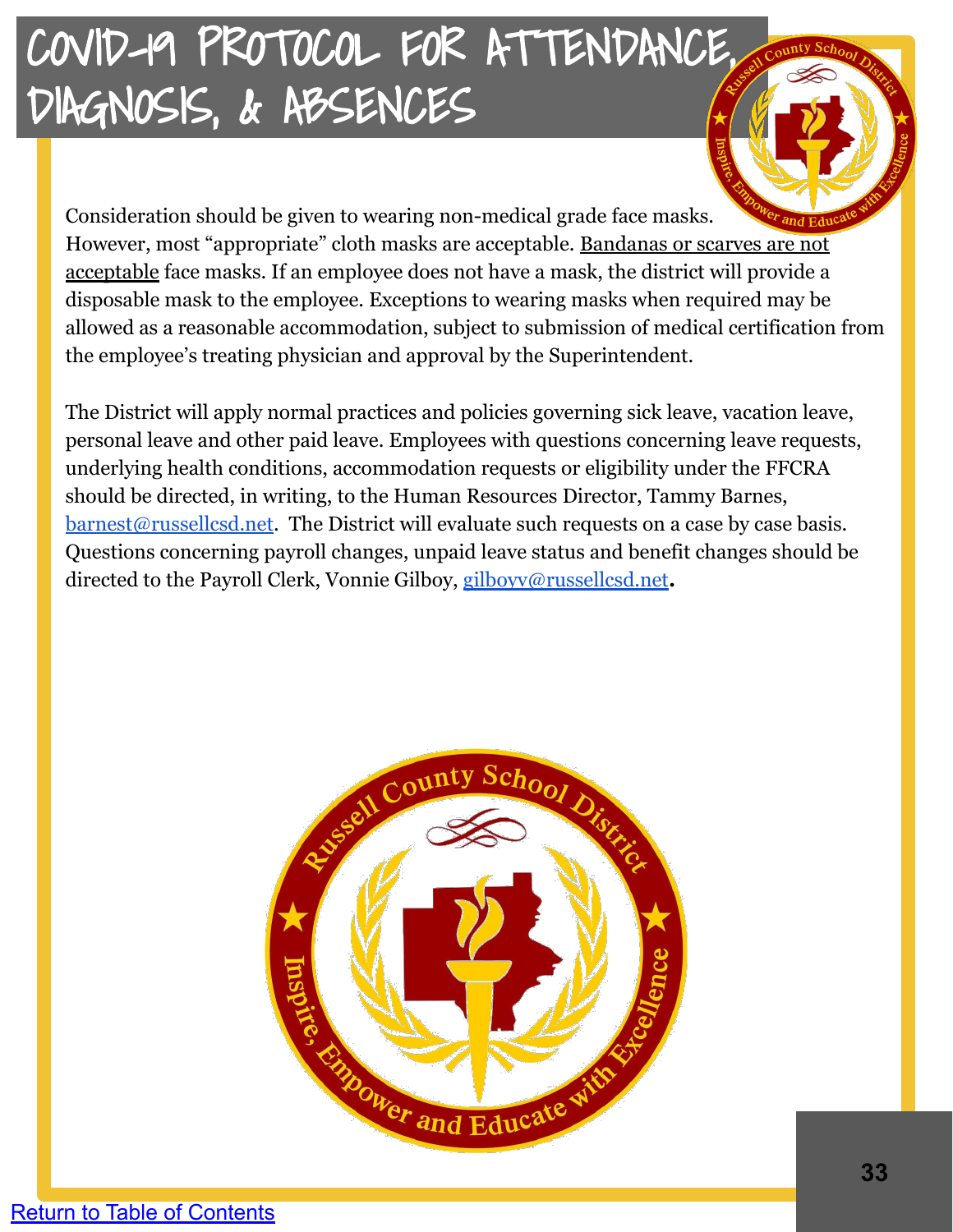# COVID-19 PROTOCOL FOR ATTENDANCE, DIAGNOSIS, & ABSENCES

Consideration should be given to wearing non-medical grade face masks. However, most "appropriate" cloth masks are acceptable. Bandanas or scarves are not acceptable face masks. If an employee does not have a mask, the district will provide a disposable mask to the employee. Exceptions to wearing masks when required may be allowed as a reasonable accommodation, subject to submission of medical certification from the employee's treating physician and approval by the Superintendent.

The District will apply normal practices and policies governing sick leave, vacation leave, personal leave and other paid leave. Employees with questions concerning leave requests, underlying health conditions, accommodation requests or eligibility under the FFCRA should be directed, in writing, to the Human Resources Director, Tammy Barnes, barnest@russellcsd.net. The District will evaluate such requests on a case by case basis. Questions concerning payroll changes, unpaid leave status and benefit changes should be directed to the Payroll Clerk, Vonnie Gilboy, gilboyv@russellcsd.net.

Return to Table of Contents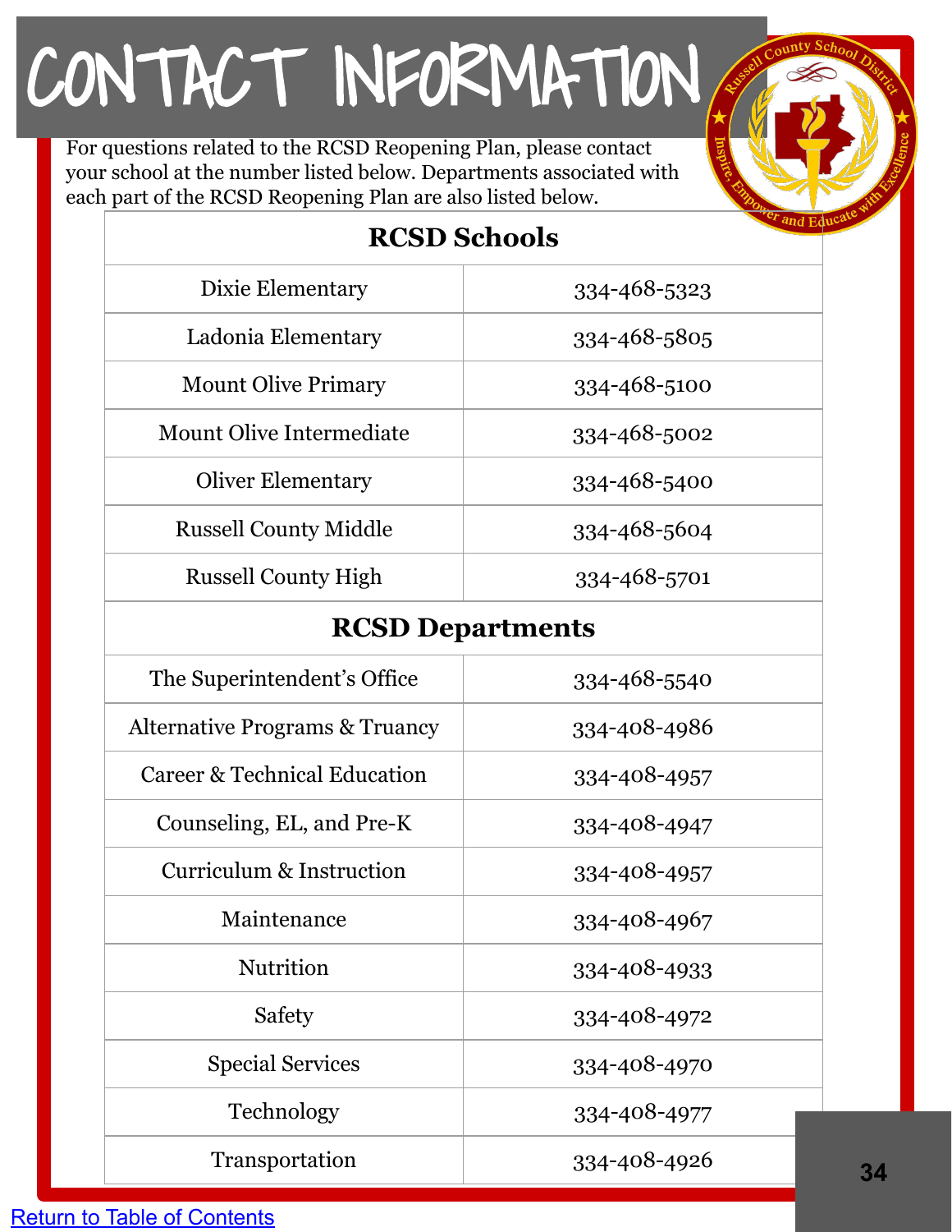# CONTACT INFORMATION

For questions related to the RCSD Reopening Plan, please contact your school at the number listed below. Departments associated with each part of the RCSD Reopening Plan are also listed below.

| RCSD Schools | |
|---|---|
| Dixie Elementary | 334-468-5323 |
| Ladonia Elementary | 334-468-5805 |
| Mount Olive Primary | 334-468-5100 |
| Mount Olive Intermediate | 334-468-5002 |
| Oliver Elementary | 334-468-5400 |
| Russell County Middle | 334-468-5604 |
| Russell County High | 334-468-5701 |
| **RCSD Departments** | |
| The Superintendent's Office | 334-468-5540 |
| Alternative Programs & Truancy | 334-408-4986 |
| Career & Technical Education | 334-408-4957 |
| Counseling, EL, and Pre-K | 334-408-4947 |
| Curriculum & Instruction | 334-408-4957 |
| Maintenance | 334-408-4967 |
| Nutrition | 334-408-4933 |
| Safety | 334-408-4972 |
| Special Services | 334-408-4970 |
| Technology | 334-408-4977 |
| Transportation | 334-408-4926 |

Return to Table of Contents